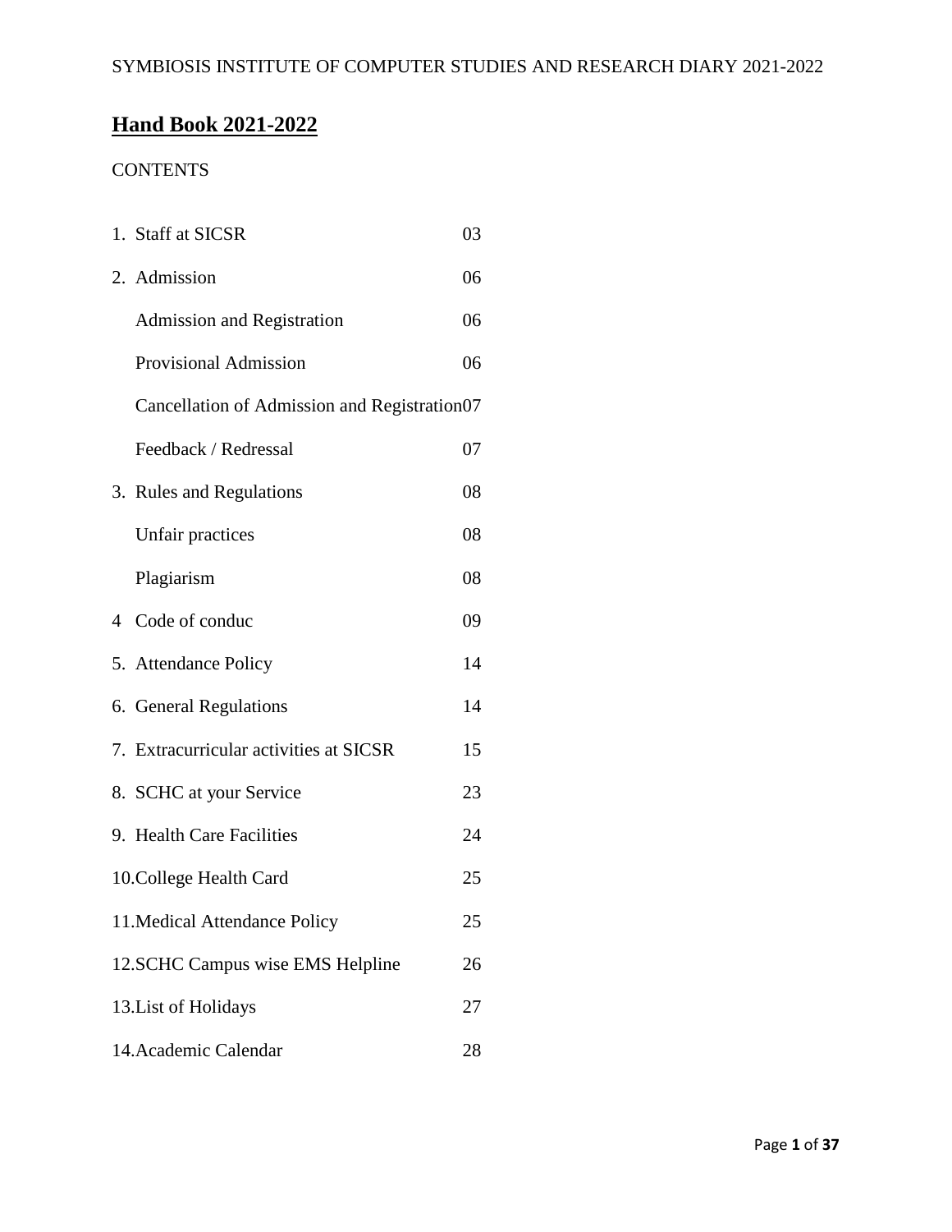# Hand Book 2021-2022

CONTENTS

| | |
|---|---|
| 1. Staff at SICSR | 03 |
| 2. Admission | 06 |
| Admission and Registration | 06 |
| Provisional Admission | 06 |
| Cancellation of Admission and Registration | 07 |
| Feedback / Redressal | 07 |
| 3. Rules and Regulations | 08 |
| Unfair practices | 08 |
| Plagiarism | 08 |
| 4 Code of conduc | 09 |
| 5. Attendance Policy | 14 |
| 6. General Regulations | 14 |
| 7. Extracurricular activities at SICSR | 15 |
| 8. SCHC at your Service | 23 |
| 9. Health Care Facilities | 24 |
| 10. College Health Card | 25 |
| 11. Medical Attendance Policy | 25 |
| 12. SCHC Campus wise EMS Helpline | 26 |
| 13. List of Holidays | 27 |
| 14. Academic Calendar | 28 |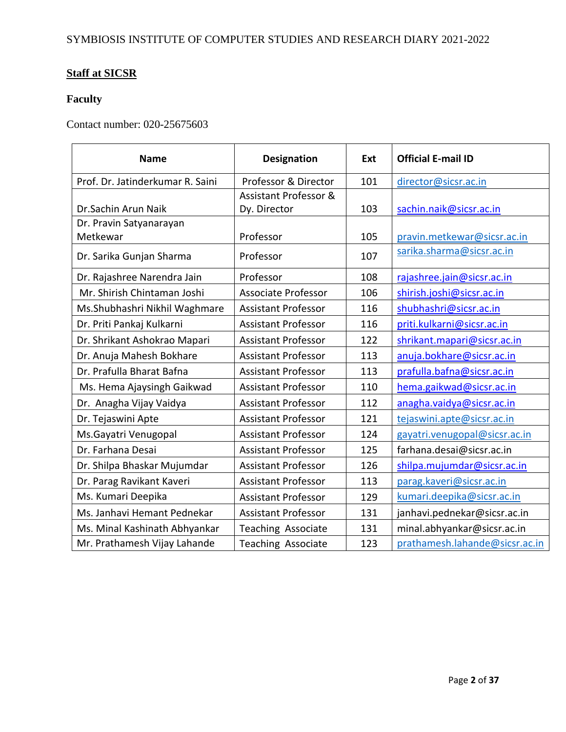## Staff at SICSR

### Faculty

Contact number: 020-25675603

| Name | Designation | Ext | Official E-mail ID |
|---|---|---|---|
| Prof. Dr. Jatinderkumar R. Saini | Professor & Director | 101 | director@sicsr.ac.in |
| Dr.Sachin Arun Naik | Assistant Professor & Dy. Director | 103 | sachin.naik@sicsr.ac.in |
| Dr. Pravin Satyanarayan Metkewar | Professor | 105 | pravin.metkewar@sicsr.ac.in |
| Dr. Sarika Gunjan Sharma | Professor | 107 | sarika.sharma@sicsr.ac.in |
| Dr. Rajashree Narendra Jain | Professor | 108 | rajashree.jain@sicsr.ac.in |
| Mr. Shirish Chintaman Joshi | Associate Professor | 106 | shirish.joshi@sicsr.ac.in |
| Ms.Shubhashri Nikhil Waghmare | Assistant Professor | 116 | shubhashri@sicsr.ac.in |
| Dr. Priti Pankaj Kulkarni | Assistant Professor | 116 | priti.kulkarni@sicsr.ac.in |
| Dr. Shrikant Ashokrao Mapari | Assistant Professor | 122 | shrikant.mapari@sicsr.ac.in |
| Dr. Anuja Mahesh Bokhare | Assistant Professor | 113 | anuja.bokhare@sicsr.ac.in |
| Dr. Prafulla Bharat Bafna | Assistant Professor | 113 | prafulla.bafna@sicsr.ac.in |
| Ms. Hema Ajaysingh Gaikwad | Assistant Professor | 110 | hema.gaikwad@sicsr.ac.in |
| Dr. Anagha Vijay Vaidya | Assistant Professor | 112 | anagha.vaidya@sicsr.ac.in |
| Dr. Tejaswini Apte | Assistant Professor | 121 | tejaswini.apte@sicsr.ac.in |
| Ms.Gayatri Venugopal | Assistant Professor | 124 | gayatri.venugopal@sicsr.ac.in |
| Dr. Farhana Desai | Assistant Professor | 125 | farhana.desai@sicsr.ac.in |
| Dr. Shilpa Bhaskar Mujumdar | Assistant Professor | 126 | shilpa.mujumdar@sicsr.ac.in |
| Dr. Parag Ravikant Kaveri | Assistant Professor | 113 | parag.kaveri@sicsr.ac.in |
| Ms. Kumari Deepika | Assistant Professor | 129 | kumari.deepika@sicsr.ac.in |
| Ms. Janhavi Hemant Pednekar | Assistant Professor | 131 | janhavi.pednekar@sicsr.ac.in |
| Ms. Minal Kashinath Abhyankar | Teaching Associate | 131 | minal.abhyankar@sicsr.ac.in |
| Mr. Prathamesh Vijay Lahande | Teaching Associate | 123 | prathamesh.lahande@sicsr.ac.in |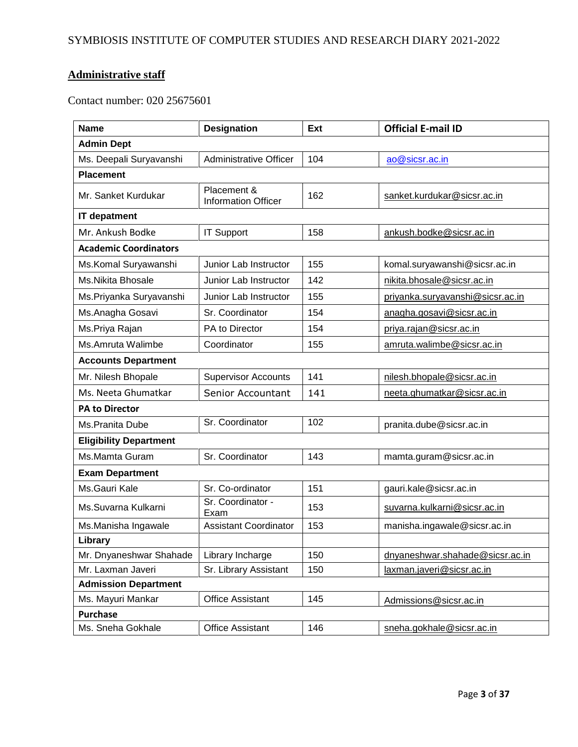## Administrative staff

Contact number: 020 25675601

| Name | Designation | Ext | Official E-mail ID |
|---|---|---|---|
| **Admin Dept** | | | |
| Ms. Deepali Suryavanshi | Administrative Officer | 104 | ao@sicsr.ac.in |
| **Placement** | | | |
| Mr. Sanket Kurdukar | Placement & Information Officer | 162 | sanket.kurdukar@sicsr.ac.in |
| **IT depatment** | | | |
| Mr. Ankush Bodke | IT Support | 158 | ankush.bodke@sicsr.ac.in |
| **Academic Coordinators** | | | |
| Ms.Komal Suryawanshi | Junior Lab Instructor | 155 | komal.suryawanshi@sicsr.ac.in |
| Ms.Nikita Bhosale | Junior Lab Instructor | 142 | nikita.bhosale@sicsr.ac.in |
| Ms.Priyanka Suryavanshi | Junior Lab Instructor | 155 | priyanka.suryavanshi@sicsr.ac.in |
| Ms.Anagha Gosavi | Sr. Coordinator | 154 | anagha.gosavi@sicsr.ac.in |
| Ms.Priya Rajan | PA to Director | 154 | priya.rajan@sicsr.ac.in |
| Ms.Amruta Walimbe | Coordinator | 155 | amruta.walimbe@sicsr.ac.in |
| **Accounts Department** | | | |
| Mr. Nilesh Bhopale | Supervisor Accounts | 141 | nilesh.bhopale@sicsr.ac.in |
| Ms. Neeta Ghumatkar | Senior Accountant | 141 | neeta.ghumatkar@sicsr.ac.in |
| **PA to Director** | | | |
| Ms.Pranita Dube | Sr. Coordinator | 102 | pranita.dube@sicsr.ac.in |
| **Eligibility Department** | | | |
| Ms.Mamta Guram | Sr. Coordinator | 143 | mamta.guram@sicsr.ac.in |
| **Exam Department** | | | |
| Ms.Gauri Kale | Sr. Co-ordinator | 151 | gauri.kale@sicsr.ac.in |
| Ms.Suvarna Kulkarni | Sr. Coordinator - Exam | 153 | suvarna.kulkarni@sicsr.ac.in |
| Ms.Manisha Ingawale | Assistant Coordinator | 153 | manisha.ingawale@sicsr.ac.in |
| **Library** | | | |
| Mr. Dnyaneshwar Shahade | Library Incharge | 150 | dnyaneshwar.shahade@sicsr.ac.in |
| Mr. Laxman Javeri | Sr. Library Assistant | 150 | laxman.javeri@sicsr.ac.in |
| **Admission Department** | | | |
| Ms. Mayuri Mankar | Office Assistant | 145 | Admissions@sicsr.ac.in |
| **Purchase** | | | |
| Ms. Sneha Gokhale | Office Assistant | 146 | sneha.gokhale@sicsr.ac.in |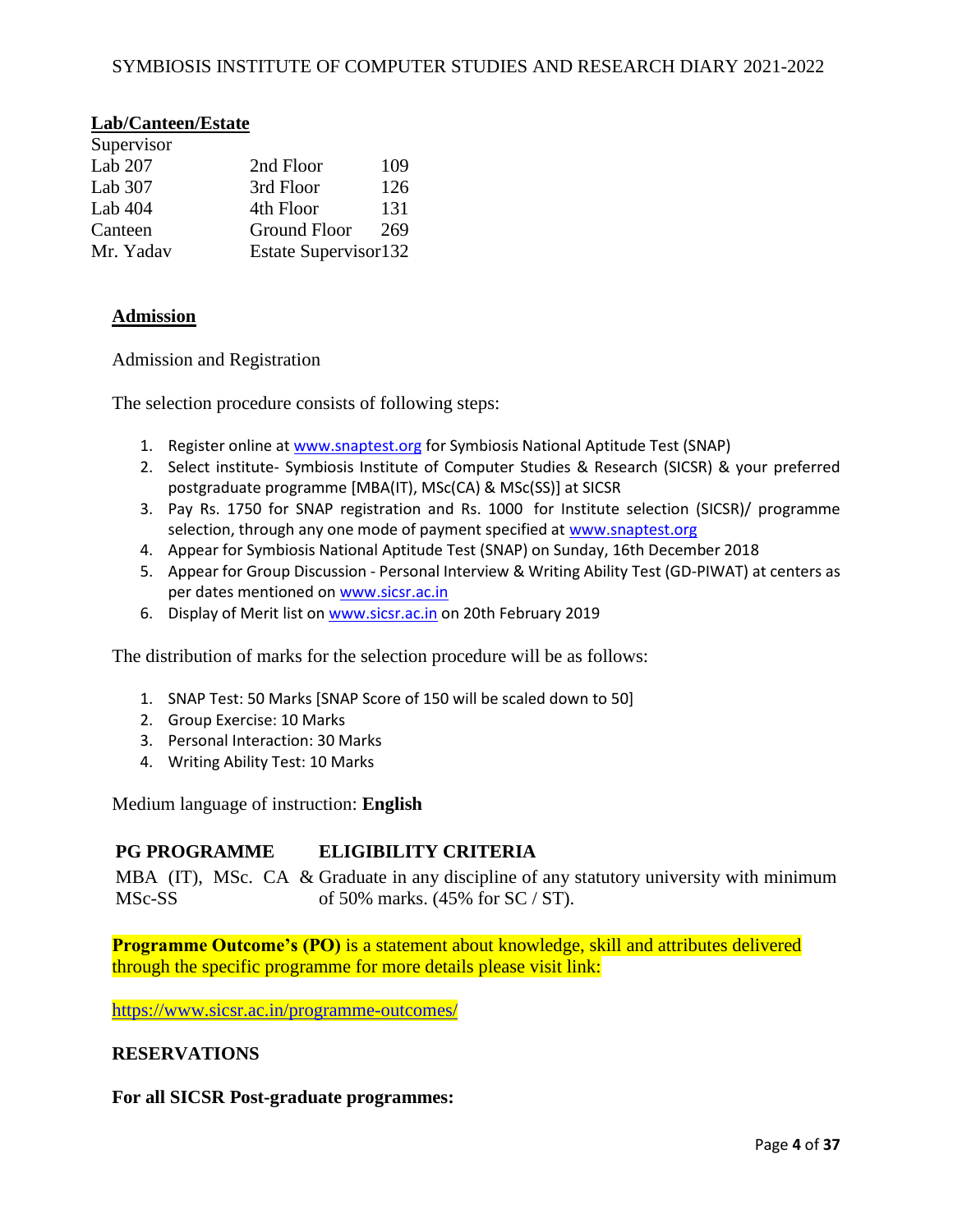**Lab/Canteen/Estate**

| Supervisor | | |
|---|---|---|
| Lab 207 | 2nd Floor | 109 |
| Lab 307 | 3rd Floor | 126 |
| Lab 404 | 4th Floor | 131 |
| Canteen | Ground Floor | 269 |
| Mr. Yadav | Estate Supervisor | 132 |

## Admission

Admission and Registration

The selection procedure consists of following steps:

1. Register online at www.snaptest.org for Symbiosis National Aptitude Test (SNAP)
2. Select institute- Symbiosis Institute of Computer Studies & Research (SICSR) & your preferred postgraduate programme [MBA(IT), MSc(CA) & MSc(SS)] at SICSR
3. Pay Rs. 1750 for SNAP registration and Rs. 1000 for Institute selection (SICSR)/ programme selection, through any one mode of payment specified at www.snaptest.org
4. Appear for Symbiosis National Aptitude Test (SNAP) on Sunday, 16th December 2018
5. Appear for Group Discussion - Personal Interview & Writing Ability Test (GD-PIWAT) at centers as per dates mentioned on www.sicsr.ac.in
6. Display of Merit list on www.sicsr.ac.in on 20th February 2019

The distribution of marks for the selection procedure will be as follows:

1. SNAP Test: 50 Marks [SNAP Score of 150 will be scaled down to 50]
2. Group Exercise: 10 Marks
3. Personal Interaction: 30 Marks
4. Writing Ability Test: 10 Marks

Medium language of instruction: **English**

| PG PROGRAMME | ELIGIBILITY CRITERIA |
|---|---|
| MBA (IT), MSc. CA & MSc-SS | Graduate in any discipline of any statutory university with minimum of 50% marks. (45% for SC / ST). |

**Programme Outcome's (PO)** is a statement about knowledge, skill and attributes delivered through the specific programme for more details please visit link:

https://www.sicsr.ac.in/programme-outcomes/

**RESERVATIONS**

**For all SICSR Post-graduate programmes:**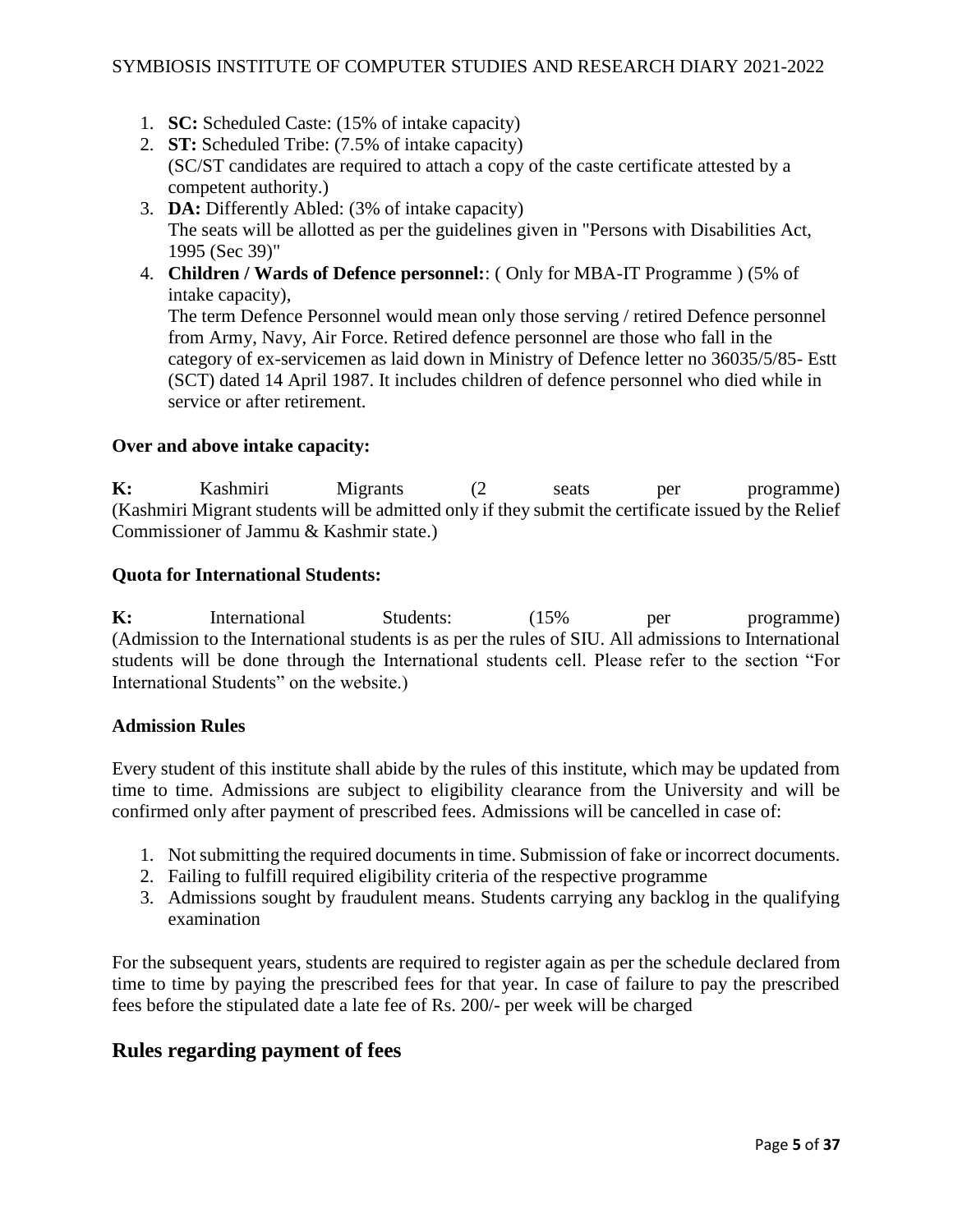1. **SC:** Scheduled Caste: (15% of intake capacity)
2. **ST:** Scheduled Tribe: (7.5% of intake capacity)
   (SC/ST candidates are required to attach a copy of the caste certificate attested by a competent authority.)
3. **DA:** Differently Abled: (3% of intake capacity)
   The seats will be allotted as per the guidelines given in "Persons with Disabilities Act, 1995 (Sec 39)"
4. **Children / Wards of Defence personnel:**: ( Only for MBA-IT Programme ) (5% of intake capacity),
   The term Defence Personnel would mean only those serving / retired Defence personnel from Army, Navy, Air Force. Retired defence personnel are those who fall in the category of ex-servicemen as laid down in Ministry of Defence letter no 36035/5/85- Estt (SCT) dated 14 April 1987. It includes children of defence personnel who died while in service or after retirement.

**Over and above intake capacity:**

**K:** Kashmiri Migrants (2 seats per programme) (Kashmiri Migrant students will be admitted only if they submit the certificate issued by the Relief Commissioner of Jammu & Kashmir state.)

**Quota for International Students:**

**K:** International Students: (15% per programme) (Admission to the International students is as per the rules of SIU. All admissions to International students will be done through the International students cell. Please refer to the section "For International Students" on the website.)

**Admission Rules**

Every student of this institute shall abide by the rules of this institute, which may be updated from time to time. Admissions are subject to eligibility clearance from the University and will be confirmed only after payment of prescribed fees. Admissions will be cancelled in case of:

1. Not submitting the required documents in time. Submission of fake or incorrect documents.
2. Failing to fulfill required eligibility criteria of the respective programme
3. Admissions sought by fraudulent means. Students carrying any backlog in the qualifying examination

For the subsequent years, students are required to register again as per the schedule declared from time to time by paying the prescribed fees for that year. In case of failure to pay the prescribed fees before the stipulated date a late fee of Rs. 200/- per week will be charged

## Rules regarding payment of fees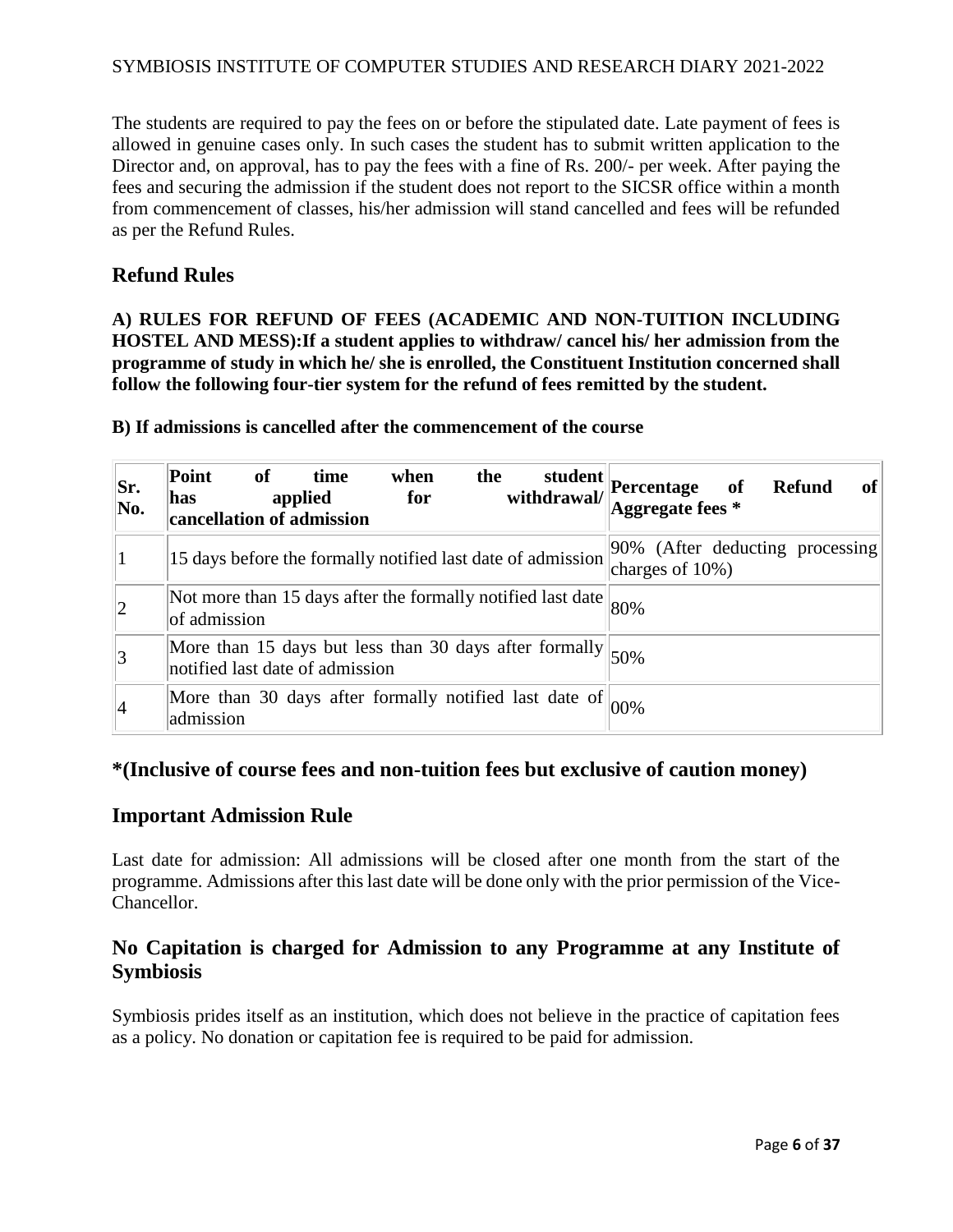The students are required to pay the fees on or before the stipulated date. Late payment of fees is allowed in genuine cases only. In such cases the student has to submit written application to the Director and, on approval, has to pay the fees with a fine of Rs. 200/- per week. After paying the fees and securing the admission if the student does not report to the SICSR office within a month from commencement of classes, his/her admission will stand cancelled and fees will be refunded as per the Refund Rules.

## Refund Rules

**A) RULES FOR REFUND OF FEES (ACADEMIC AND NON-TUITION INCLUDING HOSTEL AND MESS):If a student applies to withdraw/ cancel his/ her admission from the programme of study in which he/ she is enrolled, the Constituent Institution concerned shall follow the following four-tier system for the refund of fees remitted by the student.**

**B) If admissions is cancelled after the commencement of the course**

| Sr. No. | Point of time when the student has applied for withdrawal/ cancellation of admission | Percentage of Refund of Aggregate fees * |
|---|---|---|
| 1 | 15 days before the formally notified last date of admission | 90% (After deducting processing charges of 10%) |
| 2 | Not more than 15 days after the formally notified last date of admission | 80% |
| 3 | More than 15 days but less than 30 days after formally notified last date of admission | 50% |
| 4 | More than 30 days after formally notified last date of admission | 00% |

## *(Inclusive of course fees and non-tuition fees but exclusive of caution money)

## Important Admission Rule

Last date for admission: All admissions will be closed after one month from the start of the programme. Admissions after this last date will be done only with the prior permission of the Vice-Chancellor.

## No Capitation is charged for Admission to any Programme at any Institute of Symbiosis

Symbiosis prides itself as an institution, which does not believe in the practice of capitation fees as a policy. No donation or capitation fee is required to be paid for admission.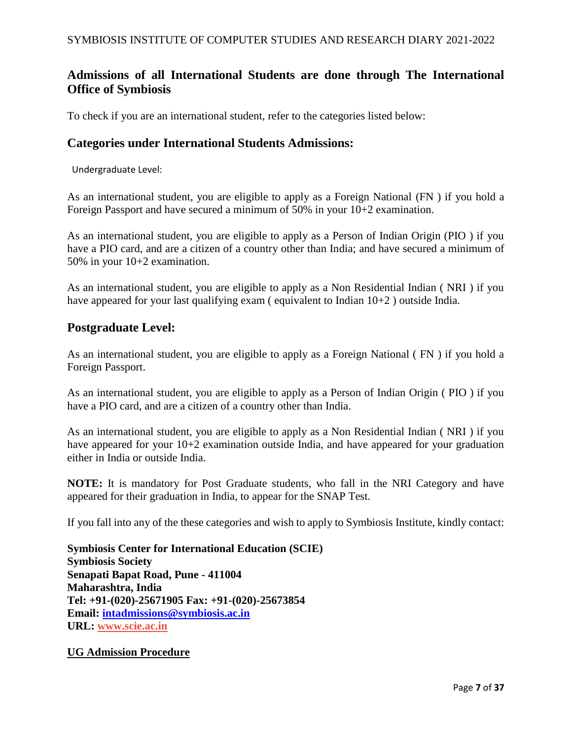## Admissions of all International Students are done through The International Office of Symbiosis

To check if you are an international student, refer to the categories listed below:

### Categories under International Students Admissions:

Undergraduate Level:

As an international student, you are eligible to apply as a Foreign National (FN ) if you hold a Foreign Passport and have secured a minimum of 50% in your 10+2 examination.

As an international student, you are eligible to apply as a Person of Indian Origin (PIO ) if you have a PIO card, and are a citizen of a country other than India; and have secured a minimum of 50% in your 10+2 examination.

As an international student, you are eligible to apply as a Non Residential Indian ( NRI ) if you have appeared for your last qualifying exam ( equivalent to Indian 10+2 ) outside India.

### Postgraduate Level:

As an international student, you are eligible to apply as a Foreign National ( FN ) if you hold a Foreign Passport.

As an international student, you are eligible to apply as a Person of Indian Origin ( PIO ) if you have a PIO card, and are a citizen of a country other than India.

As an international student, you are eligible to apply as a Non Residential Indian ( NRI ) if you have appeared for your 10+2 examination outside India, and have appeared for your graduation either in India or outside India.

**NOTE:** It is mandatory for Post Graduate students, who fall in the NRI Category and have appeared for their graduation in India, to appear for the SNAP Test.

If you fall into any of the these categories and wish to apply to Symbiosis Institute, kindly contact:

**Symbiosis Center for International Education (SCIE)**
**Symbiosis Society**
**Senapati Bapat Road, Pune - 411004**
**Maharashtra, India**
**Tel: +91-(020)-25671905 Fax: +91-(020)-25673854**
**Email: intadmissions@symbiosis.ac.in**
**URL: www.scie.ac.in**

**UG Admission Procedure**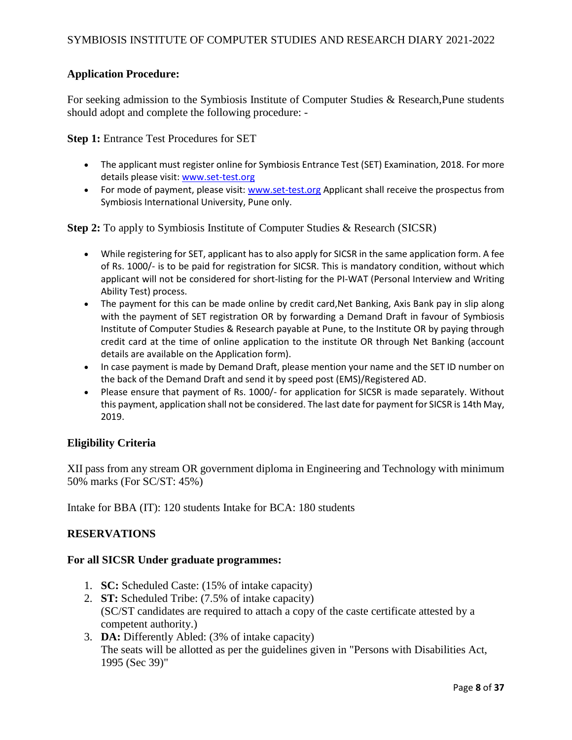## Application Procedure:

For seeking admission to the Symbiosis Institute of Computer Studies & Research,Pune students should adopt and complete the following procedure: -

**Step 1:** Entrance Test Procedures for SET

- The applicant must register online for Symbiosis Entrance Test (SET) Examination, 2018. For more details please visit: www.set-test.org
- For mode of payment, please visit: www.set-test.org Applicant shall receive the prospectus from Symbiosis International University, Pune only.

**Step 2:** To apply to Symbiosis Institute of Computer Studies & Research (SICSR)

- While registering for SET, applicant has to also apply for SICSR in the same application form. A fee of Rs. 1000/- is to be paid for registration for SICSR. This is mandatory condition, without which applicant will not be considered for short-listing for the PI-WAT (Personal Interview and Writing Ability Test) process.
- The payment for this can be made online by credit card,Net Banking, Axis Bank pay in slip along with the payment of SET registration OR by forwarding a Demand Draft in favour of Symbiosis Institute of Computer Studies & Research payable at Pune, to the Institute OR by paying through credit card at the time of online application to the institute OR through Net Banking (account details are available on the Application form).
- In case payment is made by Demand Draft, please mention your name and the SET ID number on the back of the Demand Draft and send it by speed post (EMS)/Registered AD.
- Please ensure that payment of Rs. 1000/- for application for SICSR is made separately. Without this payment, application shall not be considered. The last date for payment for SICSR is 14th May, 2019.

## Eligibility Criteria

XII pass from any stream OR government diploma in Engineering and Technology with minimum 50% marks (For SC/ST: 45%)

Intake for BBA (IT): 120 students Intake for BCA: 180 students

## RESERVATIONS

### For all SICSR Under graduate programmes:

1. **SC:** Scheduled Caste: (15% of intake capacity)
2. **ST:** Scheduled Tribe: (7.5% of intake capacity)
   (SC/ST candidates are required to attach a copy of the caste certificate attested by a competent authority.)
3. **DA:** Differently Abled: (3% of intake capacity)
   The seats will be allotted as per the guidelines given in "Persons with Disabilities Act, 1995 (Sec 39)"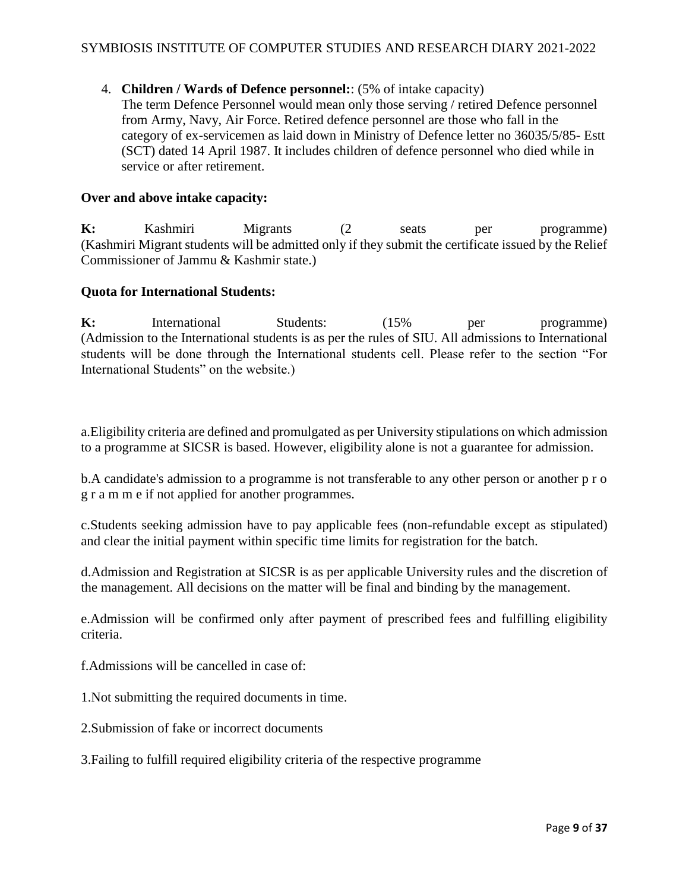4. **Children / Wards of Defence personnel:**: (5% of intake capacity)
   The term Defence Personnel would mean only those serving / retired Defence personnel from Army, Navy, Air Force. Retired defence personnel are those who fall in the category of ex-servicemen as laid down in Ministry of Defence letter no 36035/5/85- Estt (SCT) dated 14 April 1987. It includes children of defence personnel who died while in service or after retirement.

**Over and above intake capacity:**

**K:** Kashmiri Migrants (2 seats per programme)
(Kashmiri Migrant students will be admitted only if they submit the certificate issued by the Relief Commissioner of Jammu & Kashmir state.)

**Quota for International Students:**

**K:** International Students: (15% per programme)
(Admission to the International students is as per the rules of SIU. All admissions to International students will be done through the International students cell. Please refer to the section "For International Students" on the website.)

a.Eligibility criteria are defined and promulgated as per University stipulations on which admission to a programme at SICSR is based. However, eligibility alone is not a guarantee for admission.

b.A candidate's admission to a programme is not transferable to any other person or another p r o g r a m m e if not applied for another programmes.

c.Students seeking admission have to pay applicable fees (non-refundable except as stipulated) and clear the initial payment within specific time limits for registration for the batch.

d.Admission and Registration at SICSR is as per applicable University rules and the discretion of the management. All decisions on the matter will be final and binding by the management.

e.Admission will be confirmed only after payment of prescribed fees and fulfilling eligibility criteria.

f.Admissions will be cancelled in case of:

1.Not submitting the required documents in time.

2.Submission of fake or incorrect documents

3.Failing to fulfill required eligibility criteria of the respective programme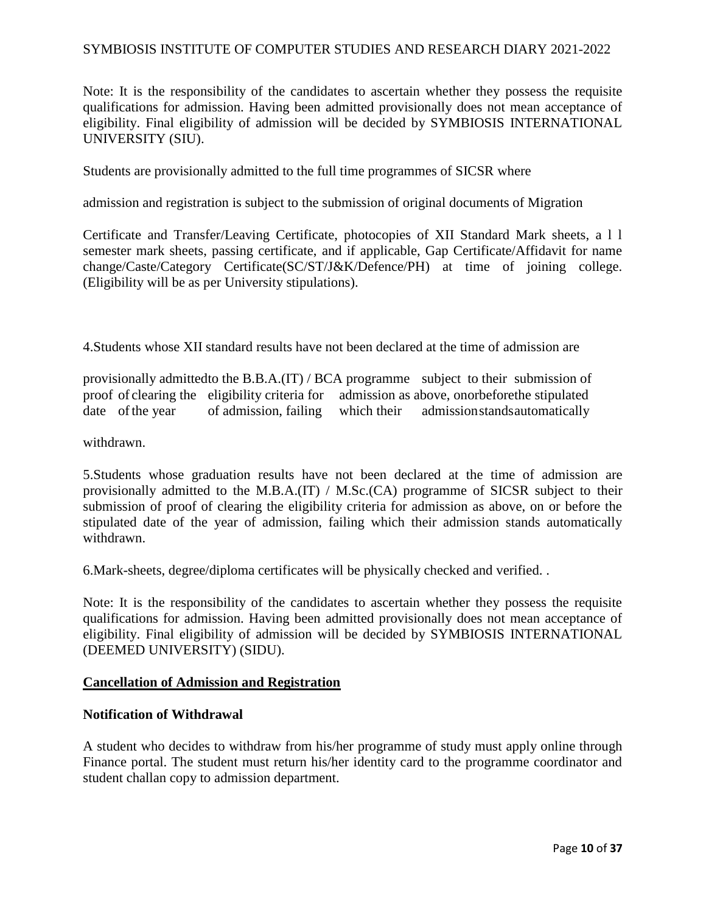Note: It is the responsibility of the candidates to ascertain whether they possess the requisite qualifications for admission. Having been admitted provisionally does not mean acceptance of eligibility. Final eligibility of admission will be decided by SYMBIOSIS INTERNATIONAL UNIVERSITY (SIU).

Students are provisionally admitted to the full time programmes of SICSR where

admission and registration is subject to the submission of original documents of Migration

Certificate and Transfer/Leaving Certificate, photocopies of XII Standard Mark sheets, a l l semester mark sheets, passing certificate, and if applicable, Gap Certificate/Affidavit for name change/Caste/Category Certificate(SC/ST/J&K/Defence/PH) at time of joining college. (Eligibility will be as per University stipulations).

4.Students whose XII standard results have not been declared at the time of admission are

provisionally admittedto the B.B.A.(IT) / BCA programme subject to their submission of proof of clearing the eligibility criteria for admission as above, onorbeforethe stipulated date of the year of admission, failing which their admissionstandsautomatically

withdrawn.

5.Students whose graduation results have not been declared at the time of admission are provisionally admitted to the M.B.A.(IT) / M.Sc.(CA) programme of SICSR subject to their submission of proof of clearing the eligibility criteria for admission as above, on or before the stipulated date of the year of admission, failing which their admission stands automatically withdrawn.

6.Mark-sheets, degree/diploma certificates will be physically checked and verified. .

Note: It is the responsibility of the candidates to ascertain whether they possess the requisite qualifications for admission. Having been admitted provisionally does not mean acceptance of eligibility. Final eligibility of admission will be decided by SYMBIOSIS INTERNATIONAL (DEEMED UNIVERSITY) (SIDU).

## Cancellation of Admission and Registration

### Notification of Withdrawal

A student who decides to withdraw from his/her programme of study must apply online through Finance portal. The student must return his/her identity card to the programme coordinator and student challan copy to admission department.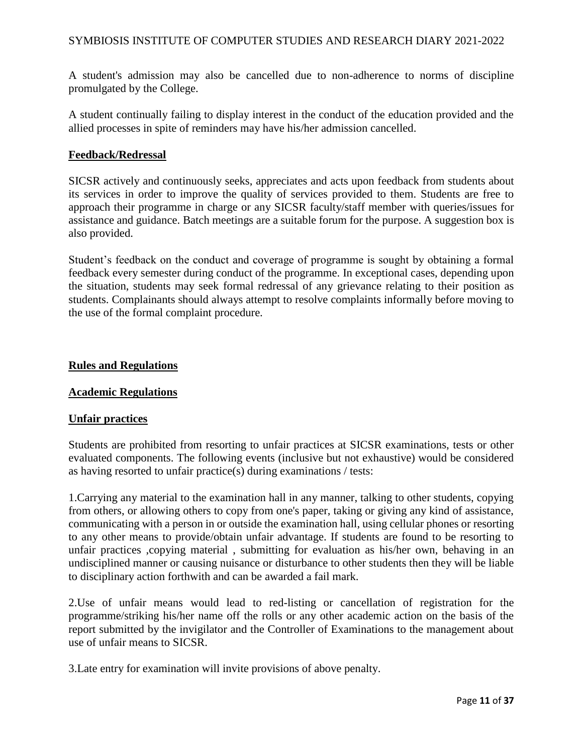A student's admission may also be cancelled due to non-adherence to norms of discipline promulgated by the College.

A student continually failing to display interest in the conduct of the education provided and the allied processes in spite of reminders may have his/her admission cancelled.

**Feedback/Redressal**

SICSR actively and continuously seeks, appreciates and acts upon feedback from students about its services in order to improve the quality of services provided to them. Students are free to approach their programme in charge or any SICSR faculty/staff member with queries/issues for assistance and guidance. Batch meetings are a suitable forum for the purpose. A suggestion box is also provided.

Student's feedback on the conduct and coverage of programme is sought by obtaining a formal feedback every semester during conduct of the programme. In exceptional cases, depending upon the situation, students may seek formal redressal of any grievance relating to their position as students. Complainants should always attempt to resolve complaints informally before moving to the use of the formal complaint procedure.

**Rules and Regulations**

**Academic Regulations**

**Unfair practices**

Students are prohibited from resorting to unfair practices at SICSR examinations, tests or other evaluated components. The following events (inclusive but not exhaustive) would be considered as having resorted to unfair practice(s) during examinations / tests:

1.Carrying any material to the examination hall in any manner, talking to other students, copying from others, or allowing others to copy from one's paper, taking or giving any kind of assistance, communicating with a person in or outside the examination hall, using cellular phones or resorting to any other means to provide/obtain unfair advantage. If students are found to be resorting to unfair practices ,copying material , submitting for evaluation as his/her own, behaving in an undisciplined manner or causing nuisance or disturbance to other students then they will be liable to disciplinary action forthwith and can be awarded a fail mark.

2.Use of unfair means would lead to red-listing or cancellation of registration for the programme/striking his/her name off the rolls or any other academic action on the basis of the report submitted by the invigilator and the Controller of Examinations to the management about use of unfair means to SICSR.

3.Late entry for examination will invite provisions of above penalty.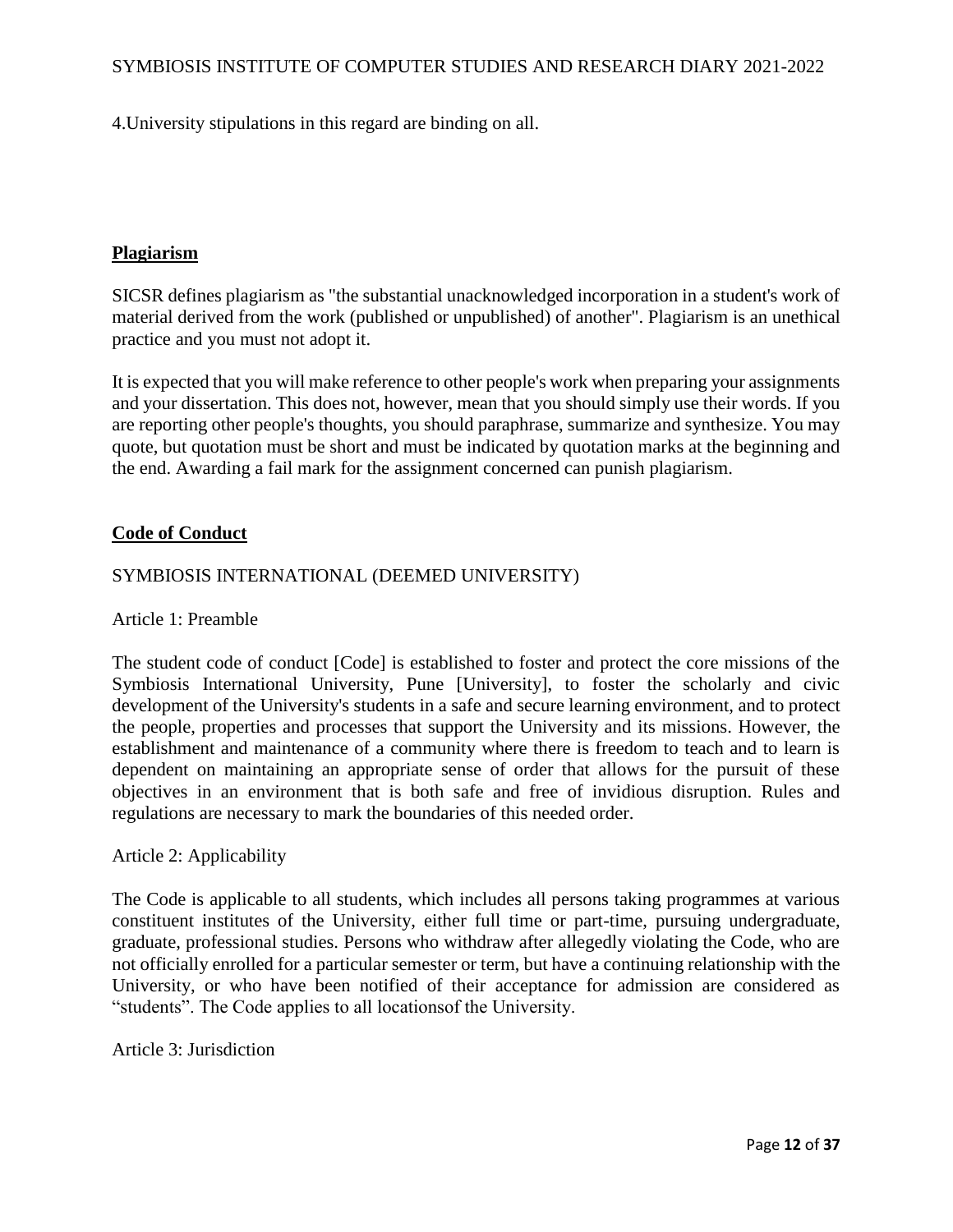4.University stipulations in this regard are binding on all.

## Plagiarism

SICSR defines plagiarism as "the substantial unacknowledged incorporation in a student's work of material derived from the work (published or unpublished) of another". Plagiarism is an unethical practice and you must not adopt it.

It is expected that you will make reference to other people's work when preparing your assignments and your dissertation. This does not, however, mean that you should simply use their words. If you are reporting other people's thoughts, you should paraphrase, summarize and synthesize. You may quote, but quotation must be short and must be indicated by quotation marks at the beginning and the end. Awarding a fail mark for the assignment concerned can punish plagiarism.

## Code of Conduct

SYMBIOSIS INTERNATIONAL (DEEMED UNIVERSITY)

Article 1: Preamble

The student code of conduct [Code] is established to foster and protect the core missions of the Symbiosis International University, Pune [University], to foster the scholarly and civic development of the University's students in a safe and secure learning environment, and to protect the people, properties and processes that support the University and its missions. However, the establishment and maintenance of a community where there is freedom to teach and to learn is dependent on maintaining an appropriate sense of order that allows for the pursuit of these objectives in an environment that is both safe and free of invidious disruption. Rules and regulations are necessary to mark the boundaries of this needed order.

Article 2: Applicability

The Code is applicable to all students, which includes all persons taking programmes at various constituent institutes of the University, either full time or part-time, pursuing undergraduate, graduate, professional studies. Persons who withdraw after allegedly violating the Code, who are not officially enrolled for a particular semester or term, but have a continuing relationship with the University, or who have been notified of their acceptance for admission are considered as "students". The Code applies to all locationsof the University.

Article 3: Jurisdiction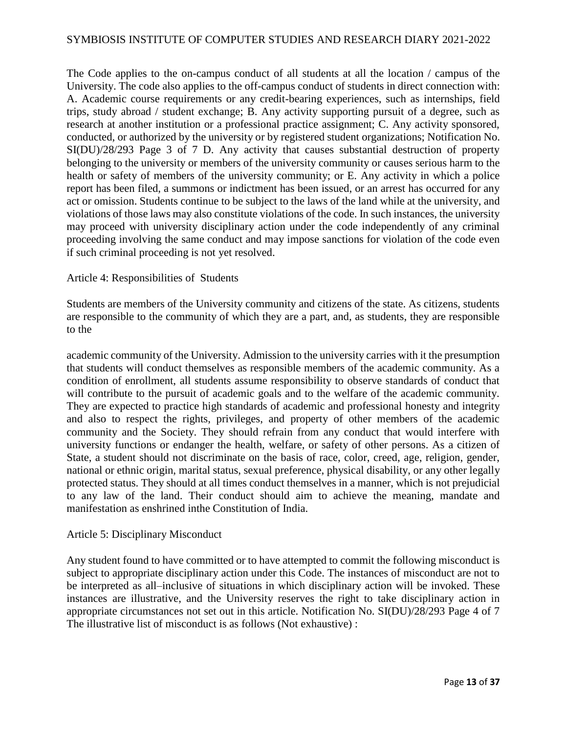The Code applies to the on-campus conduct of all students at all the location / campus of the University. The code also applies to the off-campus conduct of students in direct connection with: A. Academic course requirements or any credit-bearing experiences, such as internships, field trips, study abroad / student exchange; B. Any activity supporting pursuit of a degree, such as research at another institution or a professional practice assignment; C. Any activity sponsored, conducted, or authorized by the university or by registered student organizations; Notification No. SI(DU)/28/293 Page 3 of 7 D. Any activity that causes substantial destruction of property belonging to the university or members of the university community or causes serious harm to the health or safety of members of the university community; or E. Any activity in which a police report has been filed, a summons or indictment has been issued, or an arrest has occurred for any act or omission. Students continue to be subject to the laws of the land while at the university, and violations of those laws may also constitute violations of the code. In such instances, the university may proceed with university disciplinary action under the code independently of any criminal proceeding involving the same conduct and may impose sanctions for violation of the code even if such criminal proceeding is not yet resolved.

Article 4: Responsibilities of Students

Students are members of the University community and citizens of the state. As citizens, students are responsible to the community of which they are a part, and, as students, they are responsible to the

academic community of the University. Admission to the university carries with it the presumption that students will conduct themselves as responsible members of the academic community. As a condition of enrollment, all students assume responsibility to observe standards of conduct that will contribute to the pursuit of academic goals and to the welfare of the academic community. They are expected to practice high standards of academic and professional honesty and integrity and also to respect the rights, privileges, and property of other members of the academic community and the Society. They should refrain from any conduct that would interfere with university functions or endanger the health, welfare, or safety of other persons. As a citizen of State, a student should not discriminate on the basis of race, color, creed, age, religion, gender, national or ethnic origin, marital status, sexual preference, physical disability, or any other legally protected status. They should at all times conduct themselves in a manner, which is not prejudicial to any law of the land. Their conduct should aim to achieve the meaning, mandate and manifestation as enshrined inthe Constitution of India.

Article 5: Disciplinary Misconduct

Any student found to have committed or to have attempted to commit the following misconduct is subject to appropriate disciplinary action under this Code. The instances of misconduct are not to be interpreted as all–inclusive of situations in which disciplinary action will be invoked. These instances are illustrative, and the University reserves the right to take disciplinary action in appropriate circumstances not set out in this article. Notification No. SI(DU)/28/293 Page 4 of 7 The illustrative list of misconduct is as follows (Not exhaustive) :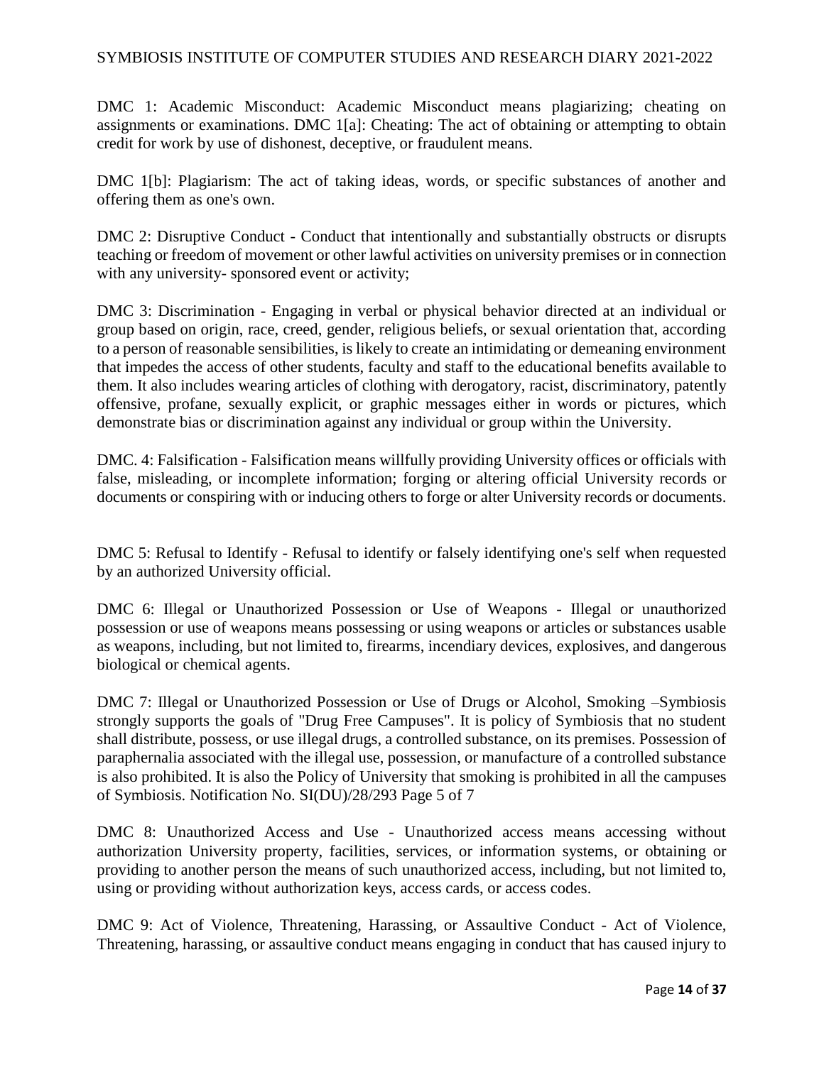DMC 1: Academic Misconduct: Academic Misconduct means plagiarizing; cheating on assignments or examinations. DMC 1[a]: Cheating: The act of obtaining or attempting to obtain credit for work by use of dishonest, deceptive, or fraudulent means.

DMC 1[b]: Plagiarism: The act of taking ideas, words, or specific substances of another and offering them as one's own.

DMC 2: Disruptive Conduct - Conduct that intentionally and substantially obstructs or disrupts teaching or freedom of movement or other lawful activities on university premises or in connection with any university- sponsored event or activity;

DMC 3: Discrimination - Engaging in verbal or physical behavior directed at an individual or group based on origin, race, creed, gender, religious beliefs, or sexual orientation that, according to a person of reasonable sensibilities, is likely to create an intimidating or demeaning environment that impedes the access of other students, faculty and staff to the educational benefits available to them. It also includes wearing articles of clothing with derogatory, racist, discriminatory, patently offensive, profane, sexually explicit, or graphic messages either in words or pictures, which demonstrate bias or discrimination against any individual or group within the University.

DMC. 4: Falsification - Falsification means willfully providing University offices or officials with false, misleading, or incomplete information; forging or altering official University records or documents or conspiring with or inducing others to forge or alter University records or documents.

DMC 5: Refusal to Identify - Refusal to identify or falsely identifying one's self when requested by an authorized University official.

DMC 6: Illegal or Unauthorized Possession or Use of Weapons - Illegal or unauthorized possession or use of weapons means possessing or using weapons or articles or substances usable as weapons, including, but not limited to, firearms, incendiary devices, explosives, and dangerous biological or chemical agents.

DMC 7: Illegal or Unauthorized Possession or Use of Drugs or Alcohol, Smoking –Symbiosis strongly supports the goals of "Drug Free Campuses". It is policy of Symbiosis that no student shall distribute, possess, or use illegal drugs, a controlled substance, on its premises. Possession of paraphernalia associated with the illegal use, possession, or manufacture of a controlled substance is also prohibited. It is also the Policy of University that smoking is prohibited in all the campuses of Symbiosis. Notification No. SI(DU)/28/293 Page 5 of 7

DMC 8: Unauthorized Access and Use - Unauthorized access means accessing without authorization University property, facilities, services, or information systems, or obtaining or providing to another person the means of such unauthorized access, including, but not limited to, using or providing without authorization keys, access cards, or access codes.

DMC 9: Act of Violence, Threatening, Harassing, or Assaultive Conduct - Act of Violence, Threatening, harassing, or assaultive conduct means engaging in conduct that has caused injury to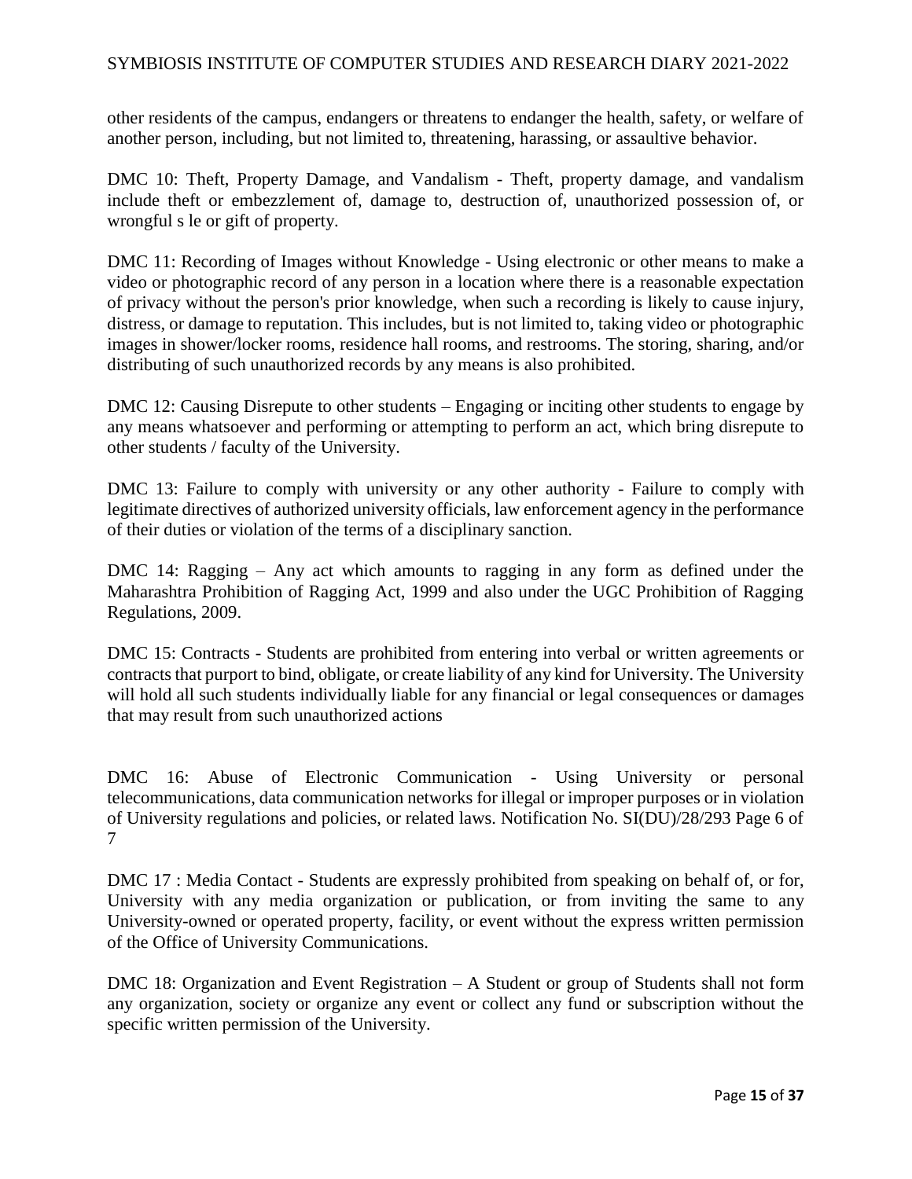other residents of the campus, endangers or threatens to endanger the health, safety, or welfare of another person, including, but not limited to, threatening, harassing, or assaultive behavior.

DMC 10: Theft, Property Damage, and Vandalism - Theft, property damage, and vandalism include theft or embezzlement of, damage to, destruction of, unauthorized possession of, or wrongful s le or gift of property.

DMC 11: Recording of Images without Knowledge - Using electronic or other means to make a video or photographic record of any person in a location where there is a reasonable expectation of privacy without the person's prior knowledge, when such a recording is likely to cause injury, distress, or damage to reputation. This includes, but is not limited to, taking video or photographic images in shower/locker rooms, residence hall rooms, and restrooms. The storing, sharing, and/or distributing of such unauthorized records by any means is also prohibited.

DMC 12: Causing Disrepute to other students – Engaging or inciting other students to engage by any means whatsoever and performing or attempting to perform an act, which bring disrepute to other students / faculty of the University.

DMC 13: Failure to comply with university or any other authority - Failure to comply with legitimate directives of authorized university officials, law enforcement agency in the performance of their duties or violation of the terms of a disciplinary sanction.

DMC 14: Ragging – Any act which amounts to ragging in any form as defined under the Maharashtra Prohibition of Ragging Act, 1999 and also under the UGC Prohibition of Ragging Regulations, 2009.

DMC 15: Contracts - Students are prohibited from entering into verbal or written agreements or contracts that purport to bind, obligate, or create liability of any kind for University. The University will hold all such students individually liable for any financial or legal consequences or damages that may result from such unauthorized actions

DMC 16: Abuse of Electronic Communication - Using University or personal telecommunications, data communication networks for illegal or improper purposes or in violation of University regulations and policies, or related laws. Notification No. SI(DU)/28/293 Page 6 of 7

DMC 17 : Media Contact - Students are expressly prohibited from speaking on behalf of, or for, University with any media organization or publication, or from inviting the same to any University-owned or operated property, facility, or event without the express written permission of the Office of University Communications.

DMC 18: Organization and Event Registration – A Student or group of Students shall not form any organization, society or organize any event or collect any fund or subscription without the specific written permission of the University.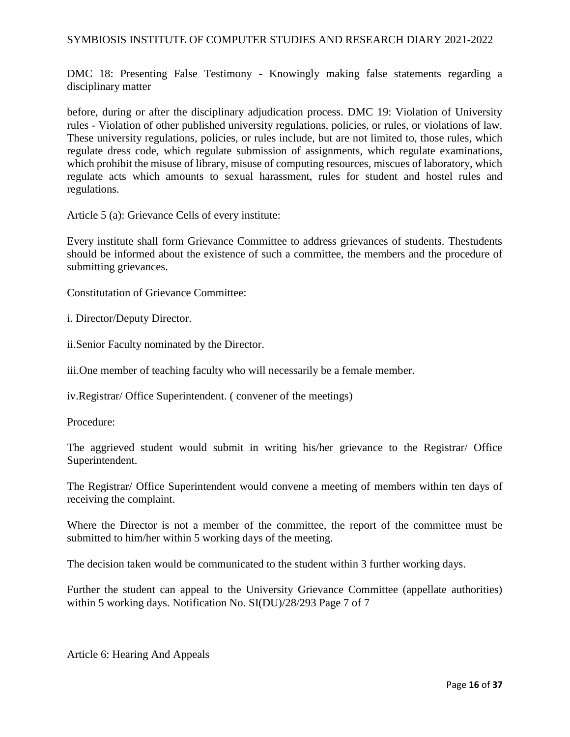DMC 18: Presenting False Testimony - Knowingly making false statements regarding a disciplinary matter

before, during or after the disciplinary adjudication process. DMC 19: Violation of University rules - Violation of other published university regulations, policies, or rules, or violations of law. These university regulations, policies, or rules include, but are not limited to, those rules, which regulate dress code, which regulate submission of assignments, which regulate examinations, which prohibit the misuse of library, misuse of computing resources, miscues of laboratory, which regulate acts which amounts to sexual harassment, rules for student and hostel rules and regulations.

Article 5 (a): Grievance Cells of every institute:

Every institute shall form Grievance Committee to address grievances of students. Thestudents should be informed about the existence of such a committee, the members and the procedure of submitting grievances.

Constitutation of Grievance Committee:

i. Director/Deputy Director.

ii.Senior Faculty nominated by the Director.

iii.One member of teaching faculty who will necessarily be a female member.

iv.Registrar/ Office Superintendent. ( convener of the meetings)

Procedure:

The aggrieved student would submit in writing his/her grievance to the Registrar/ Office Superintendent.

The Registrar/ Office Superintendent would convene a meeting of members within ten days of receiving the complaint.

Where the Director is not a member of the committee, the report of the committee must be submitted to him/her within 5 working days of the meeting.

The decision taken would be communicated to the student within 3 further working days.

Further the student can appeal to the University Grievance Committee (appellate authorities) within 5 working days. Notification No. SI(DU)/28/293 Page 7 of 7

Article 6: Hearing And Appeals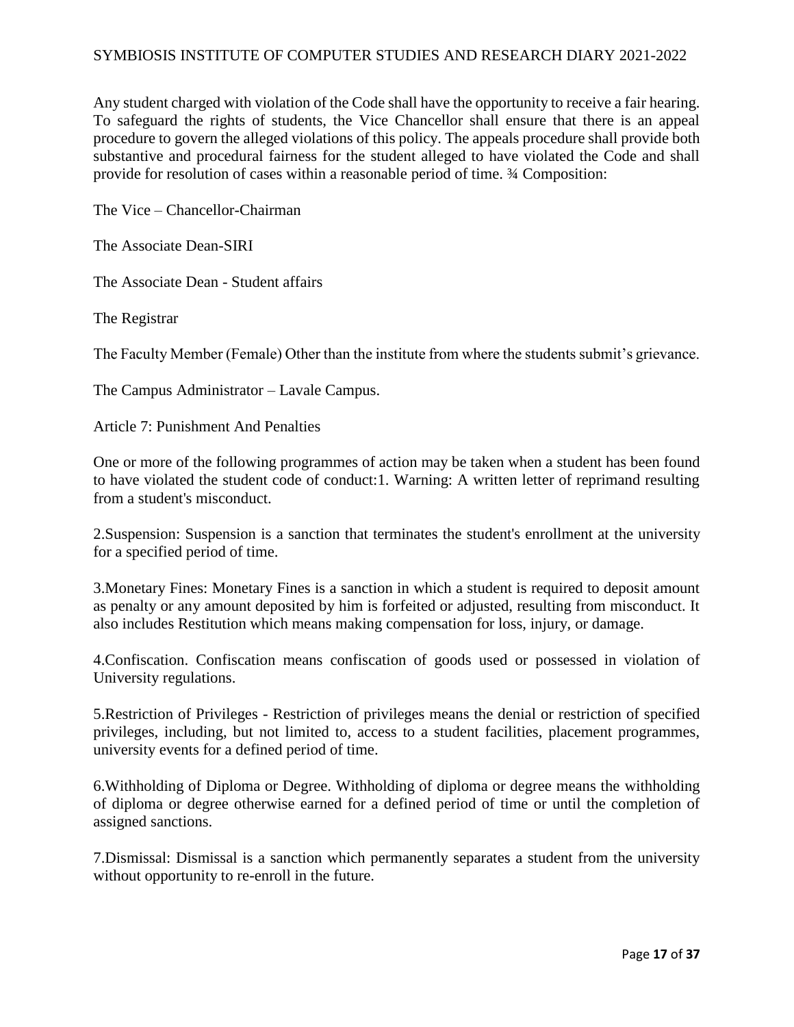Any student charged with violation of the Code shall have the opportunity to receive a fair hearing. To safeguard the rights of students, the Vice Chancellor shall ensure that there is an appeal procedure to govern the alleged violations of this policy. The appeals procedure shall provide both substantive and procedural fairness for the student alleged to have violated the Code and shall provide for resolution of cases within a reasonable period of time. ¾ Composition:

The Vice – Chancellor-Chairman

The Associate Dean-SIRI

The Associate Dean - Student affairs

The Registrar

The Faculty Member (Female) Other than the institute from where the students submit's grievance.

The Campus Administrator – Lavale Campus.

Article 7: Punishment And Penalties

One or more of the following programmes of action may be taken when a student has been found to have violated the student code of conduct:1. Warning: A written letter of reprimand resulting from a student's misconduct.

2.Suspension: Suspension is a sanction that terminates the student's enrollment at the university for a specified period of time.

3.Monetary Fines: Monetary Fines is a sanction in which a student is required to deposit amount as penalty or any amount deposited by him is forfeited or adjusted, resulting from misconduct. It also includes Restitution which means making compensation for loss, injury, or damage.

4.Confiscation. Confiscation means confiscation of goods used or possessed in violation of University regulations.

5.Restriction of Privileges - Restriction of privileges means the denial or restriction of specified privileges, including, but not limited to, access to a student facilities, placement programmes, university events for a defined period of time.

6.Withholding of Diploma or Degree. Withholding of diploma or degree means the withholding of diploma or degree otherwise earned for a defined period of time or until the completion of assigned sanctions.

7.Dismissal: Dismissal is a sanction which permanently separates a student from the university without opportunity to re-enroll in the future.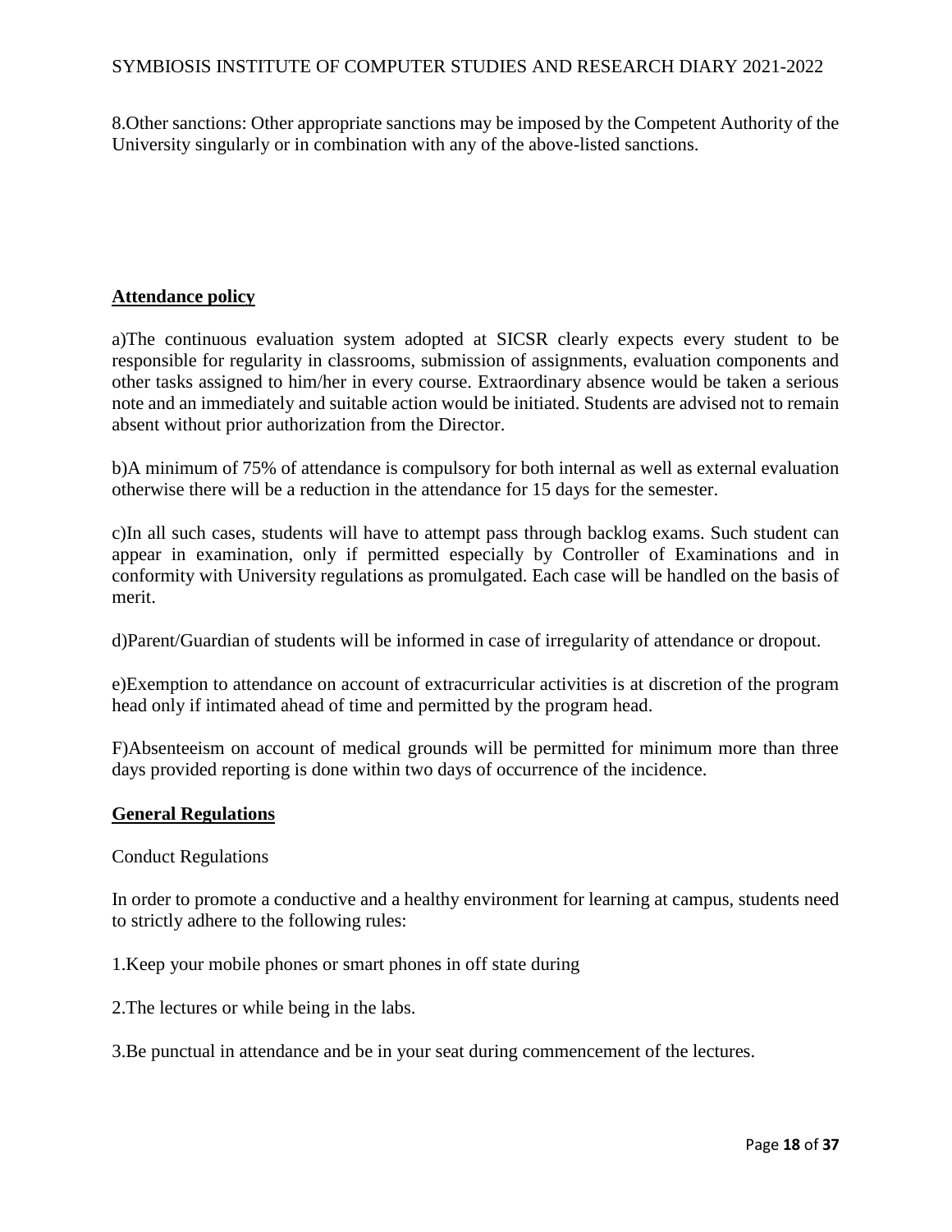8.Other sanctions: Other appropriate sanctions may be imposed by the Competent Authority of the University singularly or in combination with any of the above-listed sanctions.

## Attendance policy

a)The continuous evaluation system adopted at SICSR clearly expects every student to be responsible for regularity in classrooms, submission of assignments, evaluation components and other tasks assigned to him/her in every course. Extraordinary absence would be taken a serious note and an immediately and suitable action would be initiated. Students are advised not to remain absent without prior authorization from the Director.

b)A minimum of 75% of attendance is compulsory for both internal as well as external evaluation otherwise there will be a reduction in the attendance for 15 days for the semester.

c)In all such cases, students will have to attempt pass through backlog exams. Such student can appear in examination, only if permitted especially by Controller of Examinations and in conformity with University regulations as promulgated. Each case will be handled on the basis of merit.

d)Parent/Guardian of students will be informed in case of irregularity of attendance or dropout.

e)Exemption to attendance on account of extracurricular activities is at discretion of the program head only if intimated ahead of time and permitted by the program head.

F)Absenteeism on account of medical grounds will be permitted for minimum more than three days provided reporting is done within two days of occurrence of the incidence.

## General Regulations

Conduct Regulations

In order to promote a conductive and a healthy environment for learning at campus, students need to strictly adhere to the following rules:

1.Keep your mobile phones or smart phones in off state during

2.The lectures or while being in the labs.

3.Be punctual in attendance and be in your seat during commencement of the lectures.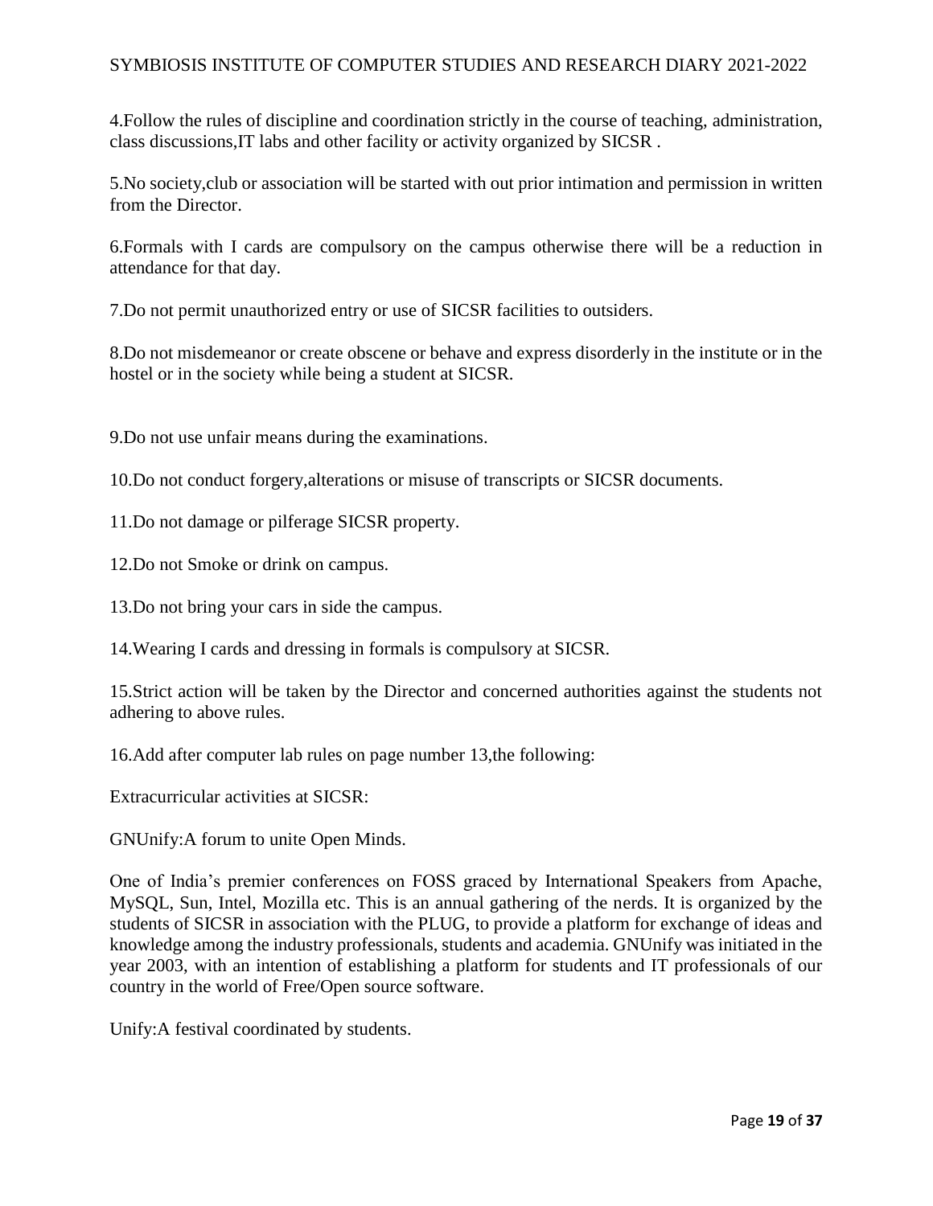4.Follow the rules of discipline and coordination strictly in the course of teaching, administration, class discussions,IT labs and other facility or activity organized by SICSR .

5.No society,club or association will be started with out prior intimation and permission in written from the Director.

6.Formals with I cards are compulsory on the campus otherwise there will be a reduction in attendance for that day.

7.Do not permit unauthorized entry or use of SICSR facilities to outsiders.

8.Do not misdemeanor or create obscene or behave and express disorderly in the institute or in the hostel or in the society while being a student at SICSR.

9.Do not use unfair means during the examinations.

10.Do not conduct forgery,alterations or misuse of transcripts or SICSR documents.

11.Do not damage or pilferage SICSR property.

12.Do not Smoke or drink on campus.

13.Do not bring your cars in side the campus.

14.Wearing I cards and dressing in formals is compulsory at SICSR.

15.Strict action will be taken by the Director and concerned authorities against the students not adhering to above rules.

16.Add after computer lab rules on page number 13,the following:

Extracurricular activities at SICSR:

GNUnify:A forum to unite Open Minds.

One of India's premier conferences on FOSS graced by International Speakers from Apache, MySQL, Sun, Intel, Mozilla etc. This is an annual gathering of the nerds. It is organized by the students of SICSR in association with the PLUG, to provide a platform for exchange of ideas and knowledge among the industry professionals, students and academia. GNUnify was initiated in the year 2003, with an intention of establishing a platform for students and IT professionals of our country in the world of Free/Open source software.

Unify:A festival coordinated by students.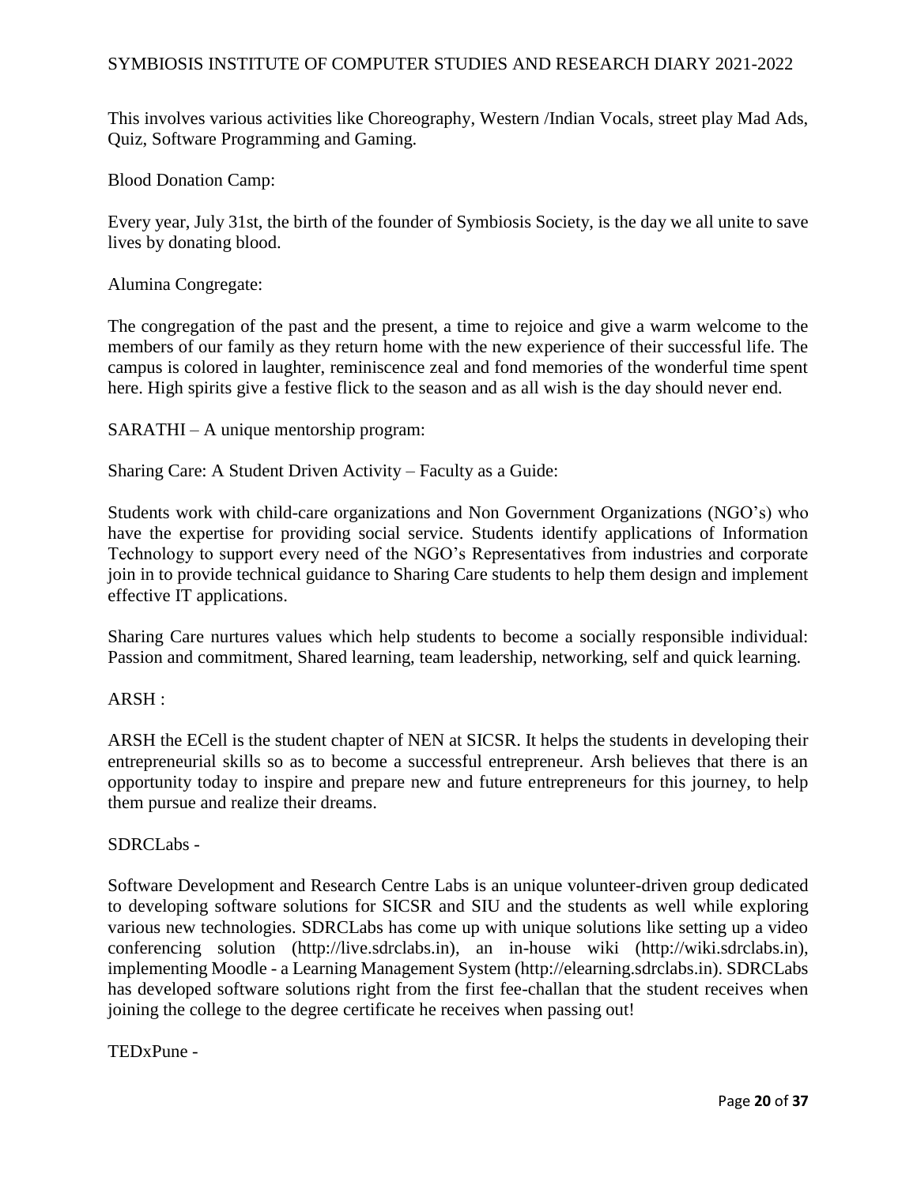This involves various activities like Choreography, Western /Indian Vocals, street play Mad Ads, Quiz, Software Programming and Gaming.

Blood Donation Camp:

Every year, July 31st, the birth of the founder of Symbiosis Society, is the day we all unite to save lives by donating blood.

Alumina Congregate:

The congregation of the past and the present, a time to rejoice and give a warm welcome to the members of our family as they return home with the new experience of their successful life. The campus is colored in laughter, reminiscence zeal and fond memories of the wonderful time spent here. High spirits give a festive flick to the season and as all wish is the day should never end.

SARATHI – A unique mentorship program:

Sharing Care: A Student Driven Activity – Faculty as a Guide:

Students work with child-care organizations and Non Government Organizations (NGO's) who have the expertise for providing social service. Students identify applications of Information Technology to support every need of the NGO's Representatives from industries and corporate join in to provide technical guidance to Sharing Care students to help them design and implement effective IT applications.

Sharing Care nurtures values which help students to become a socially responsible individual: Passion and commitment, Shared learning, team leadership, networking, self and quick learning.

ARSH :

ARSH the ECell is the student chapter of NEN at SICSR. It helps the students in developing their entrepreneurial skills so as to become a successful entrepreneur. Arsh believes that there is an opportunity today to inspire and prepare new and future entrepreneurs for this journey, to help them pursue and realize their dreams.

SDRCLabs -

Software Development and Research Centre Labs is an unique volunteer-driven group dedicated to developing software solutions for SICSR and SIU and the students as well while exploring various new technologies. SDRCLabs has come up with unique solutions like setting up a video conferencing solution (http://live.sdrclabs.in), an in-house wiki (http://wiki.sdrclabs.in), implementing Moodle - a Learning Management System (http://elearning.sdrclabs.in). SDRCLabs has developed software solutions right from the first fee-challan that the student receives when joining the college to the degree certificate he receives when passing out!

TEDxPune -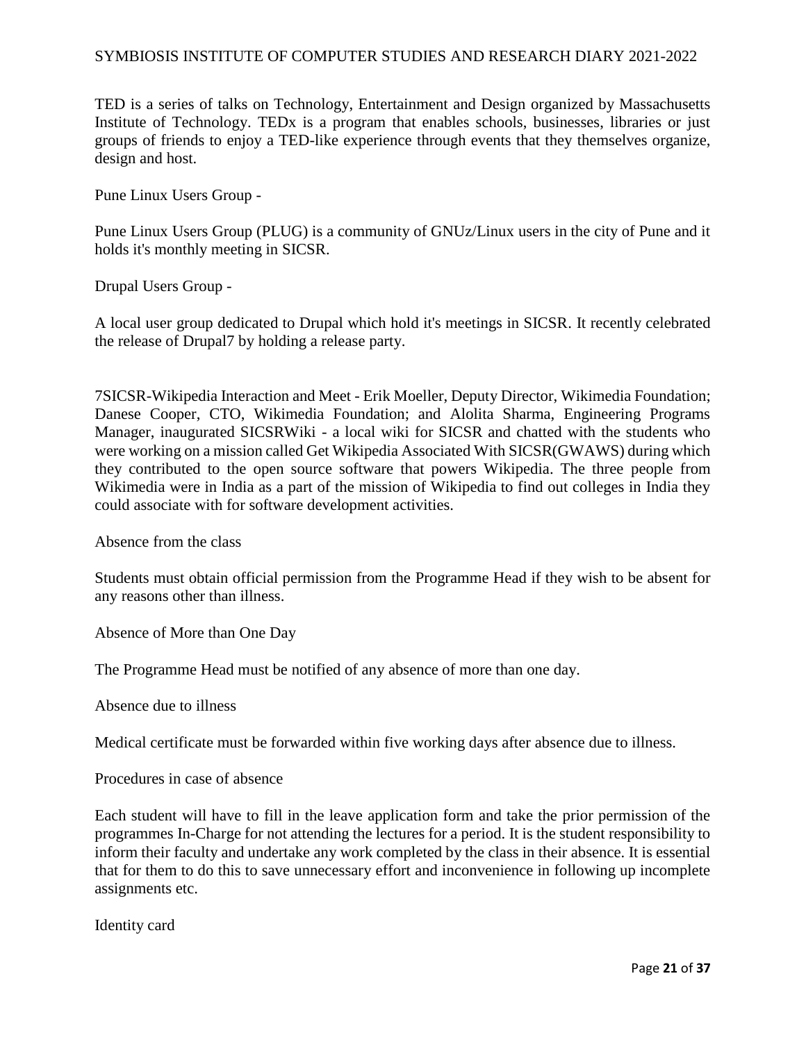TED is a series of talks on Technology, Entertainment and Design organized by Massachusetts Institute of Technology. TEDx is a program that enables schools, businesses, libraries or just groups of friends to enjoy a TED-like experience through events that they themselves organize, design and host.

Pune Linux Users Group -

Pune Linux Users Group (PLUG) is a community of GNUz/Linux users in the city of Pune and it holds it's monthly meeting in SICSR.

Drupal Users Group -

A local user group dedicated to Drupal which hold it's meetings in SICSR. It recently celebrated the release of Drupal7 by holding a release party.

7SICSR-Wikipedia Interaction and Meet - Erik Moeller, Deputy Director, Wikimedia Foundation; Danese Cooper, CTO, Wikimedia Foundation; and Alolita Sharma, Engineering Programs Manager, inaugurated SICSRWiki - a local wiki for SICSR and chatted with the students who were working on a mission called Get Wikipedia Associated With SICSR(GWAWS) during which they contributed to the open source software that powers Wikipedia. The three people from Wikimedia were in India as a part of the mission of Wikipedia to find out colleges in India they could associate with for software development activities.

Absence from the class

Students must obtain official permission from the Programme Head if they wish to be absent for any reasons other than illness.

Absence of More than One Day

The Programme Head must be notified of any absence of more than one day.

Absence due to illness

Medical certificate must be forwarded within five working days after absence due to illness.

Procedures in case of absence

Each student will have to fill in the leave application form and take the prior permission of the programmes In-Charge for not attending the lectures for a period. It is the student responsibility to inform their faculty and undertake any work completed by the class in their absence. It is essential that for them to do this to save unnecessary effort and inconvenience in following up incomplete assignments etc.

Identity card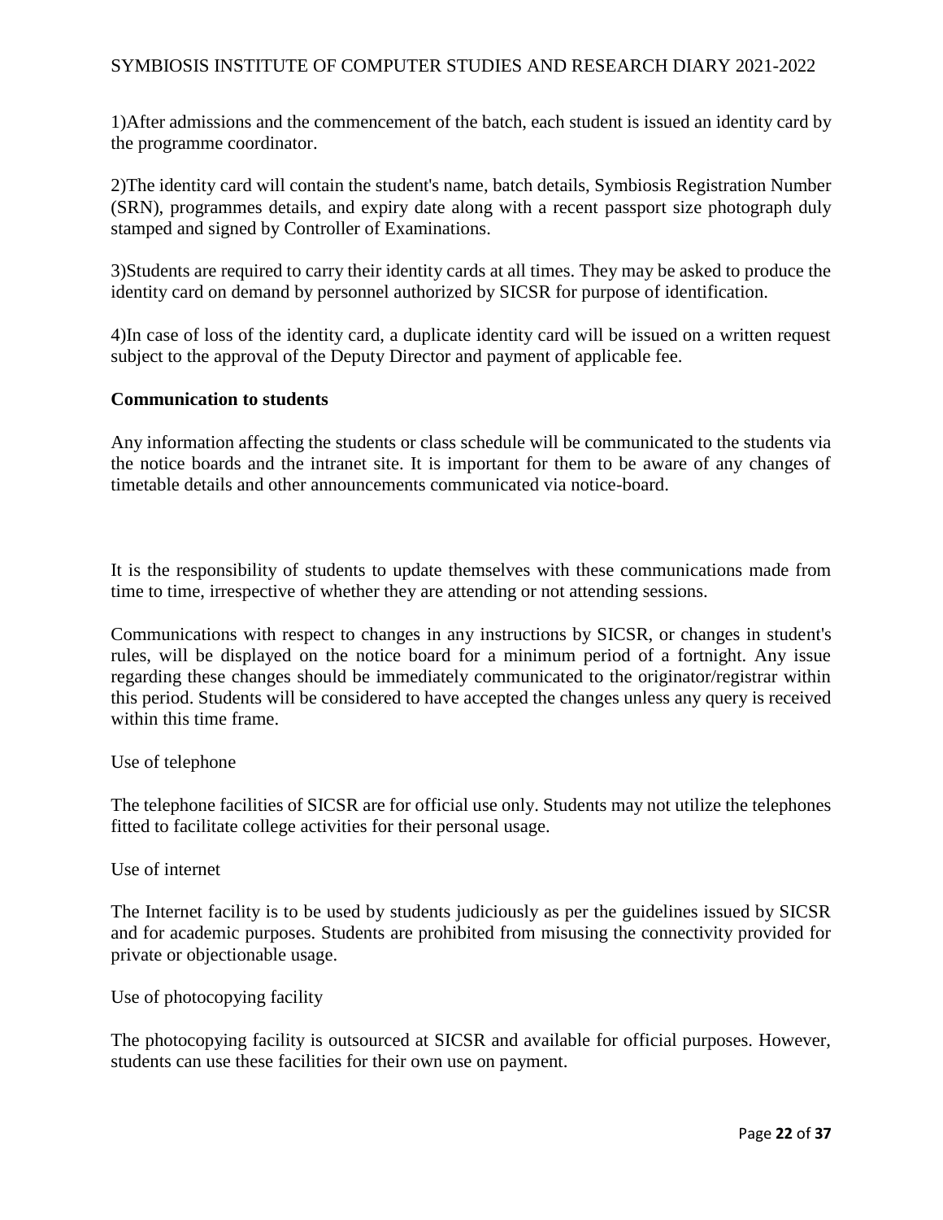1)After admissions and the commencement of the batch, each student is issued an identity card by the programme coordinator.

2)The identity card will contain the student's name, batch details, Symbiosis Registration Number (SRN), programmes details, and expiry date along with a recent passport size photograph duly stamped and signed by Controller of Examinations.

3)Students are required to carry their identity cards at all times. They may be asked to produce the identity card on demand by personnel authorized by SICSR for purpose of identification.

4)In case of loss of the identity card, a duplicate identity card will be issued on a written request subject to the approval of the Deputy Director and payment of applicable fee.

**Communication to students**

Any information affecting the students or class schedule will be communicated to the students via the notice boards and the intranet site. It is important for them to be aware of any changes of timetable details and other announcements communicated via notice-board.

It is the responsibility of students to update themselves with these communications made from time to time, irrespective of whether they are attending or not attending sessions.

Communications with respect to changes in any instructions by SICSR, or changes in student's rules, will be displayed on the notice board for a minimum period of a fortnight. Any issue regarding these changes should be immediately communicated to the originator/registrar within this period. Students will be considered to have accepted the changes unless any query is received within this time frame.

Use of telephone

The telephone facilities of SICSR are for official use only. Students may not utilize the telephones fitted to facilitate college activities for their personal usage.

Use of internet

The Internet facility is to be used by students judiciously as per the guidelines issued by SICSR and for academic purposes. Students are prohibited from misusing the connectivity provided for private or objectionable usage.

Use of photocopying facility

The photocopying facility is outsourced at SICSR and available for official purposes. However, students can use these facilities for their own use on payment.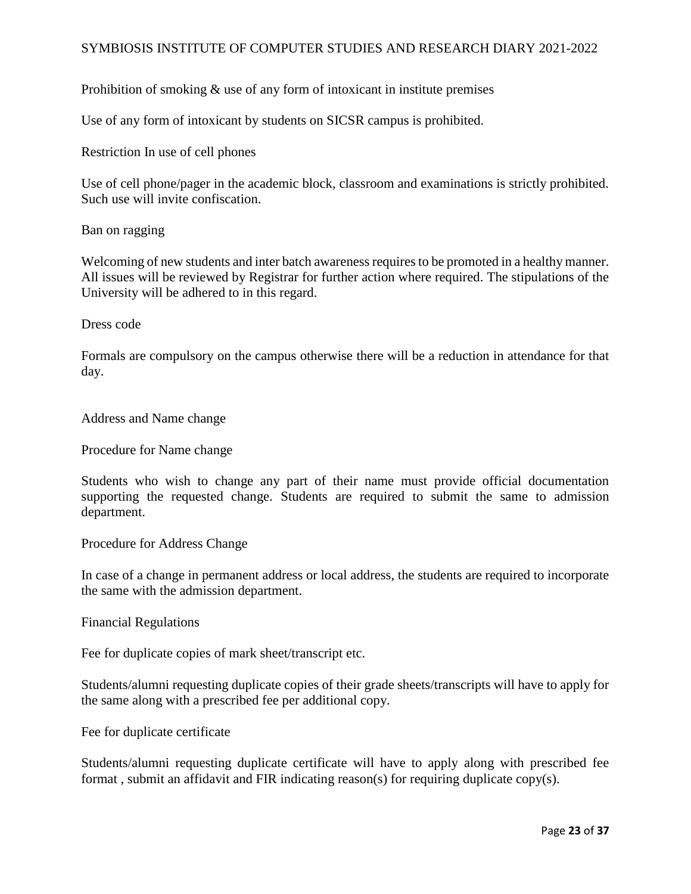Prohibition of smoking & use of any form of intoxicant in institute premises

Use of any form of intoxicant by students on SICSR campus is prohibited.

Restriction In use of cell phones

Use of cell phone/pager in the academic block, classroom and examinations is strictly prohibited. Such use will invite confiscation.

Ban on ragging

Welcoming of new students and inter batch awareness requires to be promoted in a healthy manner. All issues will be reviewed by Registrar for further action where required. The stipulations of the University will be adhered to in this regard.

Dress code

Formals are compulsory on the campus otherwise there will be a reduction in attendance for that day.

Address and Name change

Procedure for Name change

Students who wish to change any part of their name must provide official documentation supporting the requested change. Students are required to submit the same to admission department.

Procedure for Address Change

In case of a change in permanent address or local address, the students are required to incorporate the same with the admission department.

Financial Regulations

Fee for duplicate copies of mark sheet/transcript etc.

Students/alumni requesting duplicate copies of their grade sheets/transcripts will have to apply for the same along with a prescribed fee per additional copy.

Fee for duplicate certificate

Students/alumni requesting duplicate certificate will have to apply along with prescribed fee format , submit an affidavit and FIR indicating reason(s) for requiring duplicate copy(s).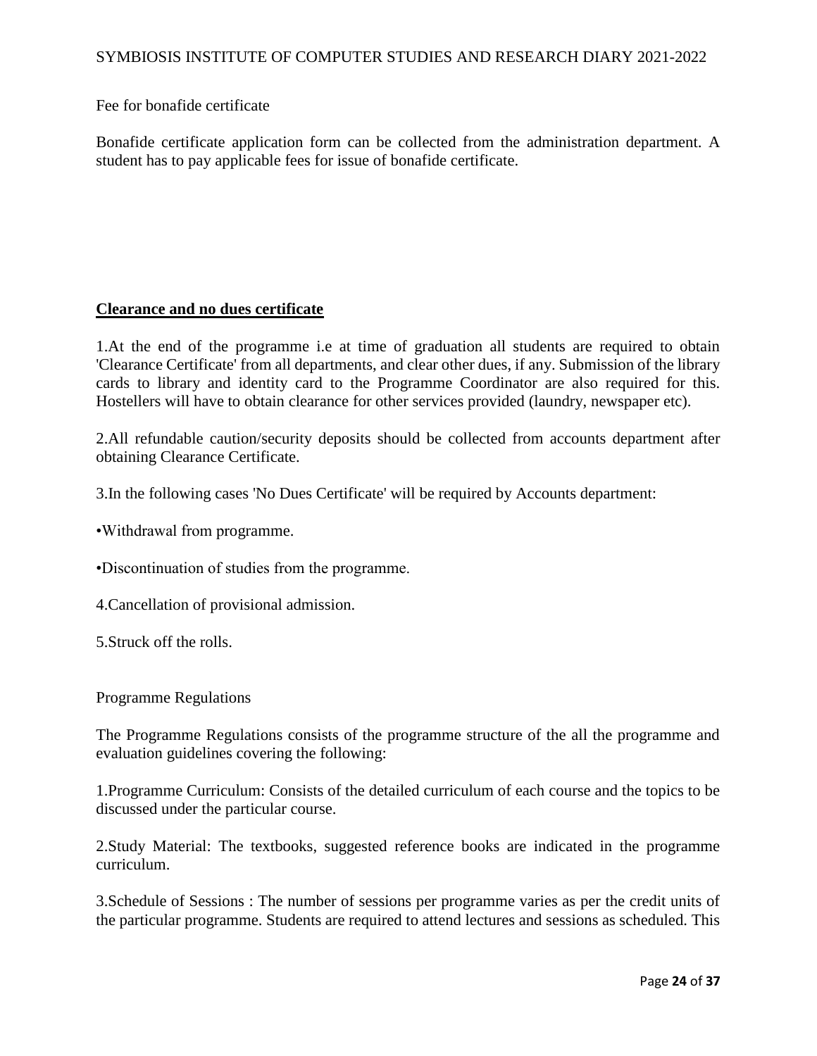Fee for bonafide certificate

Bonafide certificate application form can be collected from the administration department. A student has to pay applicable fees for issue of bonafide certificate.

## Clearance and no dues certificate

1.At the end of the programme i.e at time of graduation all students are required to obtain 'Clearance Certificate' from all departments, and clear other dues, if any. Submission of the library cards to library and identity card to the Programme Coordinator are also required for this. Hostellers will have to obtain clearance for other services provided (laundry, newspaper etc).

2.All refundable caution/security deposits should be collected from accounts department after obtaining Clearance Certificate.

3.In the following cases 'No Dues Certificate' will be required by Accounts department:

•Withdrawal from programme.

•Discontinuation of studies from the programme.

4.Cancellation of provisional admission.

5.Struck off the rolls.

Programme Regulations

The Programme Regulations consists of the programme structure of the all the programme and evaluation guidelines covering the following:

1.Programme Curriculum: Consists of the detailed curriculum of each course and the topics to be discussed under the particular course.

2.Study Material: The textbooks, suggested reference books are indicated in the programme curriculum.

3.Schedule of Sessions : The number of sessions per programme varies as per the credit units of the particular programme. Students are required to attend lectures and sessions as scheduled. This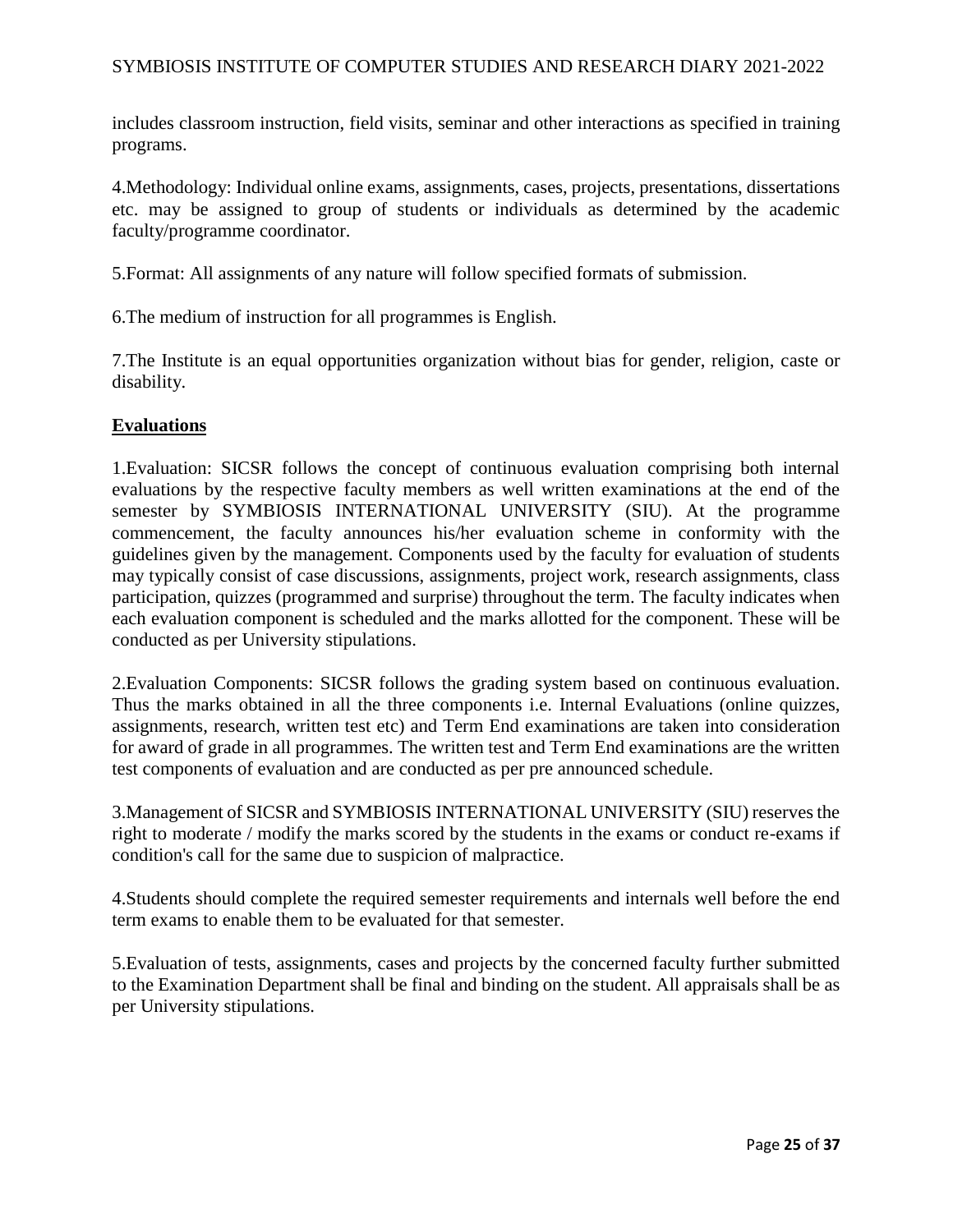includes classroom instruction, field visits, seminar and other interactions as specified in training programs.

4.Methodology: Individual online exams, assignments, cases, projects, presentations, dissertations etc. may be assigned to group of students or individuals as determined by the academic faculty/programme coordinator.

5.Format: All assignments of any nature will follow specified formats of submission.

6.The medium of instruction for all programmes is English.

7.The Institute is an equal opportunities organization without bias for gender, religion, caste or disability.

## **Evaluations**

1.Evaluation: SICSR follows the concept of continuous evaluation comprising both internal evaluations by the respective faculty members as well written examinations at the end of the semester by SYMBIOSIS INTERNATIONAL UNIVERSITY (SIU). At the programme commencement, the faculty announces his/her evaluation scheme in conformity with the guidelines given by the management. Components used by the faculty for evaluation of students may typically consist of case discussions, assignments, project work, research assignments, class participation, quizzes (programmed and surprise) throughout the term. The faculty indicates when each evaluation component is scheduled and the marks allotted for the component. These will be conducted as per University stipulations.

2.Evaluation Components: SICSR follows the grading system based on continuous evaluation. Thus the marks obtained in all the three components i.e. Internal Evaluations (online quizzes, assignments, research, written test etc) and Term End examinations are taken into consideration for award of grade in all programmes. The written test and Term End examinations are the written test components of evaluation and are conducted as per pre announced schedule.

3.Management of SICSR and SYMBIOSIS INTERNATIONAL UNIVERSITY (SIU) reserves the right to moderate / modify the marks scored by the students in the exams or conduct re-exams if condition's call for the same due to suspicion of malpractice.

4.Students should complete the required semester requirements and internals well before the end term exams to enable them to be evaluated for that semester.

5.Evaluation of tests, assignments, cases and projects by the concerned faculty further submitted to the Examination Department shall be final and binding on the student. All appraisals shall be as per University stipulations.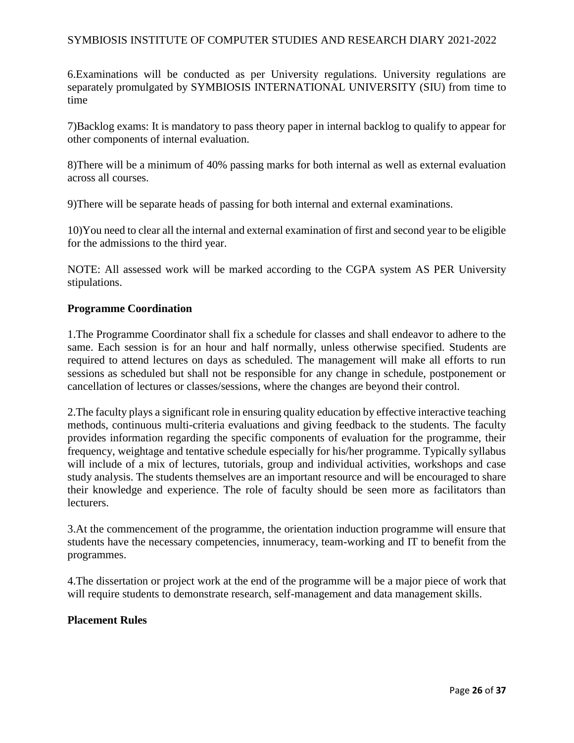6.Examinations will be conducted as per University regulations. University regulations are separately promulgated by SYMBIOSIS INTERNATIONAL UNIVERSITY (SIU) from time to time

7)Backlog exams: It is mandatory to pass theory paper in internal backlog to qualify to appear for other components of internal evaluation.

8)There will be a minimum of 40% passing marks for both internal as well as external evaluation across all courses.

9)There will be separate heads of passing for both internal and external examinations.

10)You need to clear all the internal and external examination of first and second year to be eligible for the admissions to the third year.

NOTE: All assessed work will be marked according to the CGPA system AS PER University stipulations.

**Programme Coordination**

1.The Programme Coordinator shall fix a schedule for classes and shall endeavor to adhere to the same. Each session is for an hour and half normally, unless otherwise specified. Students are required to attend lectures on days as scheduled. The management will make all efforts to run sessions as scheduled but shall not be responsible for any change in schedule, postponement or cancellation of lectures or classes/sessions, where the changes are beyond their control.

2.The faculty plays a significant role in ensuring quality education by effective interactive teaching methods, continuous multi-criteria evaluations and giving feedback to the students. The faculty provides information regarding the specific components of evaluation for the programme, their frequency, weightage and tentative schedule especially for his/her programme. Typically syllabus will include of a mix of lectures, tutorials, group and individual activities, workshops and case study analysis. The students themselves are an important resource and will be encouraged to share their knowledge and experience. The role of faculty should be seen more as facilitators than lecturers.

3.At the commencement of the programme, the orientation induction programme will ensure that students have the necessary competencies, innumeracy, team-working and IT to benefit from the programmes.

4.The dissertation or project work at the end of the programme will be a major piece of work that will require students to demonstrate research, self-management and data management skills.

**Placement Rules**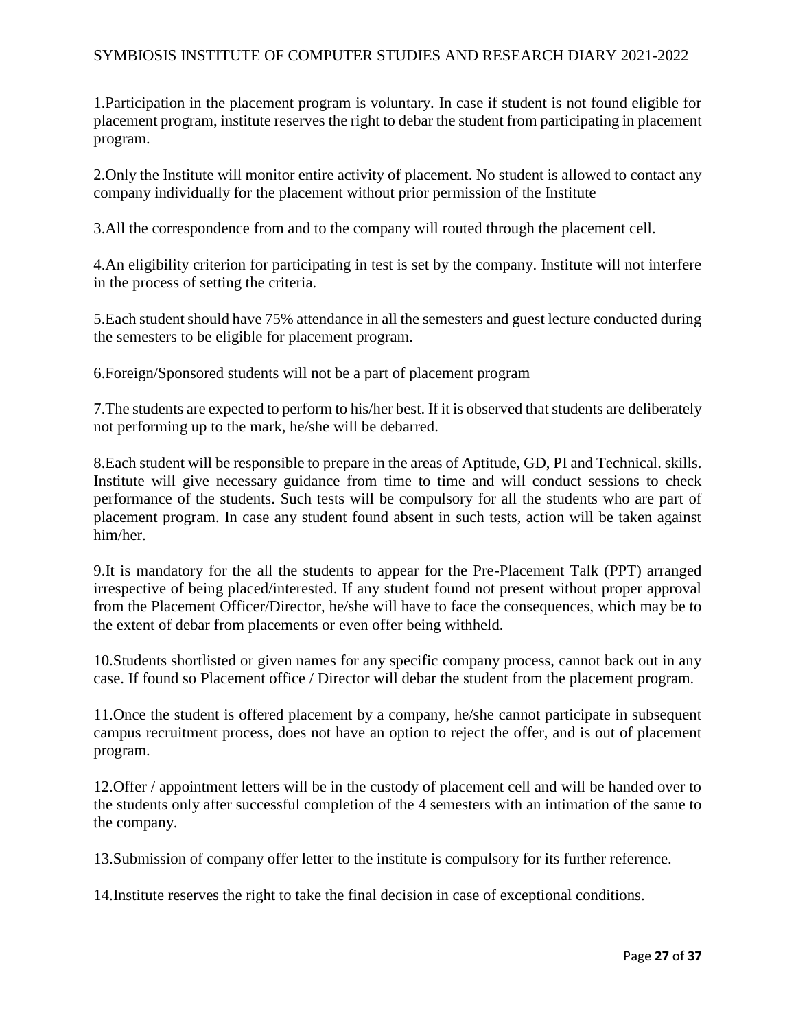1.Participation in the placement program is voluntary. In case if student is not found eligible for placement program, institute reserves the right to debar the student from participating in placement program.

2.Only the Institute will monitor entire activity of placement. No student is allowed to contact any company individually for the placement without prior permission of the Institute

3.All the correspondence from and to the company will routed through the placement cell.

4.An eligibility criterion for participating in test is set by the company. Institute will not interfere in the process of setting the criteria.

5.Each student should have 75% attendance in all the semesters and guest lecture conducted during the semesters to be eligible for placement program.

6.Foreign/Sponsored students will not be a part of placement program

7.The students are expected to perform to his/her best. If it is observed that students are deliberately not performing up to the mark, he/she will be debarred.

8.Each student will be responsible to prepare in the areas of Aptitude, GD, PI and Technical. skills. Institute will give necessary guidance from time to time and will conduct sessions to check performance of the students. Such tests will be compulsory for all the students who are part of placement program. In case any student found absent in such tests, action will be taken against him/her.

9.It is mandatory for the all the students to appear for the Pre-Placement Talk (PPT) arranged irrespective of being placed/interested. If any student found not present without proper approval from the Placement Officer/Director, he/she will have to face the consequences, which may be to the extent of debar from placements or even offer being withheld.

10.Students shortlisted or given names for any specific company process, cannot back out in any case. If found so Placement office / Director will debar the student from the placement program.

11.Once the student is offered placement by a company, he/she cannot participate in subsequent campus recruitment process, does not have an option to reject the offer, and is out of placement program.

12.Offer / appointment letters will be in the custody of placement cell and will be handed over to the students only after successful completion of the 4 semesters with an intimation of the same to the company.

13.Submission of company offer letter to the institute is compulsory for its further reference.

14.Institute reserves the right to take the final decision in case of exceptional conditions.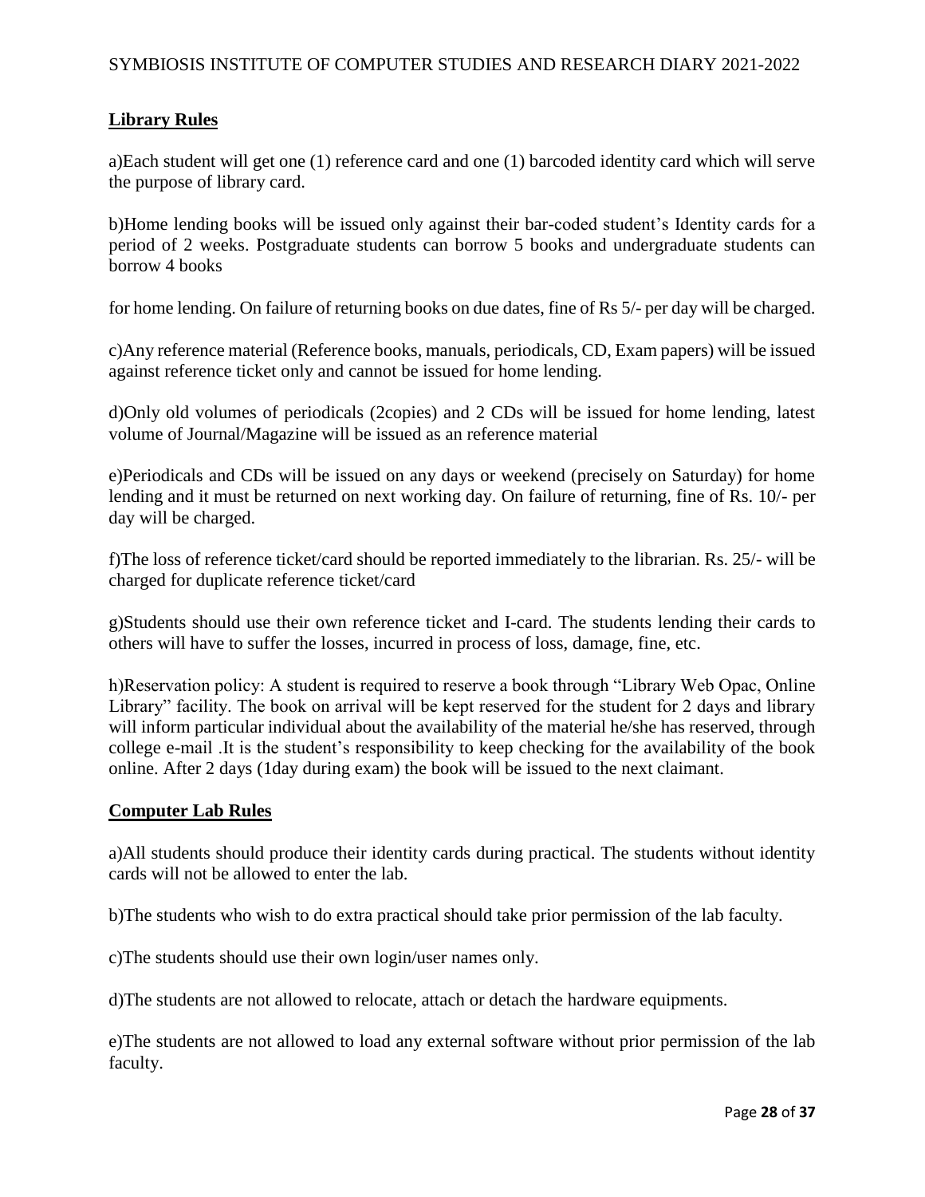## Library Rules

a)Each student will get one (1) reference card and one (1) barcoded identity card which will serve the purpose of library card.

b)Home lending books will be issued only against their bar-coded student's Identity cards for a period of 2 weeks. Postgraduate students can borrow 5 books and undergraduate students can borrow 4 books

for home lending. On failure of returning books on due dates, fine of Rs 5/- per day will be charged.

c)Any reference material (Reference books, manuals, periodicals, CD, Exam papers) will be issued against reference ticket only and cannot be issued for home lending.

d)Only old volumes of periodicals (2copies) and 2 CDs will be issued for home lending, latest volume of Journal/Magazine will be issued as an reference material

e)Periodicals and CDs will be issued on any days or weekend (precisely on Saturday) for home lending and it must be returned on next working day. On failure of returning, fine of Rs. 10/- per day will be charged.

f)The loss of reference ticket/card should be reported immediately to the librarian. Rs. 25/- will be charged for duplicate reference ticket/card

g)Students should use their own reference ticket and I-card. The students lending their cards to others will have to suffer the losses, incurred in process of loss, damage, fine, etc.

h)Reservation policy: A student is required to reserve a book through "Library Web Opac, Online Library" facility. The book on arrival will be kept reserved for the student for 2 days and library will inform particular individual about the availability of the material he/she has reserved, through college e-mail .It is the student's responsibility to keep checking for the availability of the book online. After 2 days (1day during exam) the book will be issued to the next claimant.

## Computer Lab Rules

a)All students should produce their identity cards during practical. The students without identity cards will not be allowed to enter the lab.

b)The students who wish to do extra practical should take prior permission of the lab faculty.

c)The students should use their own login/user names only.

d)The students are not allowed to relocate, attach or detach the hardware equipments.

e)The students are not allowed to load any external software without prior permission of the lab faculty.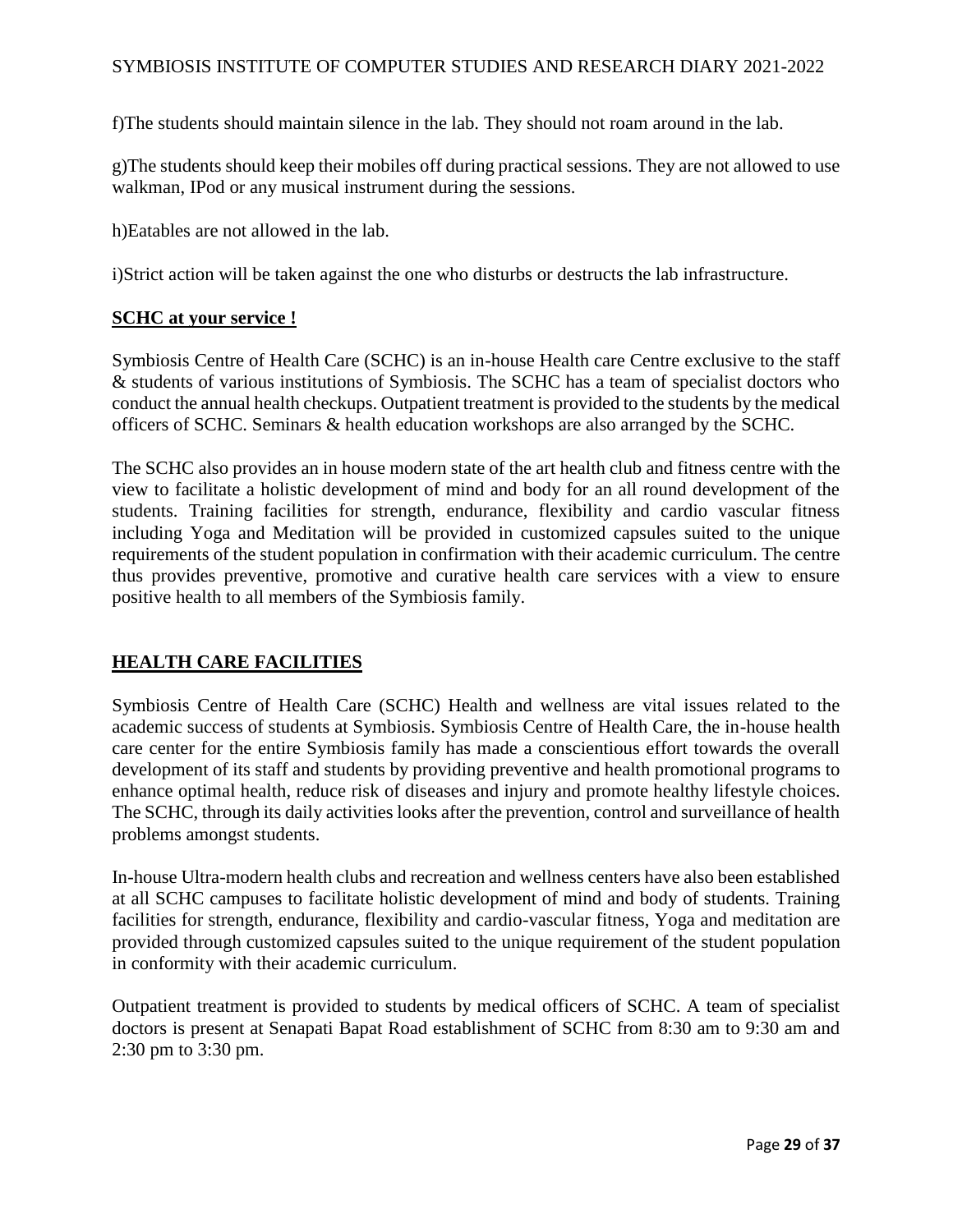f)The students should maintain silence in the lab. They should not roam around in the lab.

g)The students should keep their mobiles off during practical sessions. They are not allowed to use walkman, IPod or any musical instrument during the sessions.

h)Eatables are not allowed in the lab.

i)Strict action will be taken against the one who disturbs or destructs the lab infrastructure.

## SCHC at your service !

Symbiosis Centre of Health Care (SCHC) is an in-house Health care Centre exclusive to the staff & students of various institutions of Symbiosis. The SCHC has a team of specialist doctors who conduct the annual health checkups. Outpatient treatment is provided to the students by the medical officers of SCHC. Seminars & health education workshops are also arranged by the SCHC.

The SCHC also provides an in house modern state of the art health club and fitness centre with the view to facilitate a holistic development of mind and body for an all round development of the students. Training facilities for strength, endurance, flexibility and cardio vascular fitness including Yoga and Meditation will be provided in customized capsules suited to the unique requirements of the student population in confirmation with their academic curriculum. The centre thus provides preventive, promotive and curative health care services with a view to ensure positive health to all members of the Symbiosis family.

## HEALTH CARE FACILITIES

Symbiosis Centre of Health Care (SCHC) Health and wellness are vital issues related to the academic success of students at Symbiosis. Symbiosis Centre of Health Care, the in-house health care center for the entire Symbiosis family has made a conscientious effort towards the overall development of its staff and students by providing preventive and health promotional programs to enhance optimal health, reduce risk of diseases and injury and promote healthy lifestyle choices. The SCHC, through its daily activities looks after the prevention, control and surveillance of health problems amongst students.

In-house Ultra-modern health clubs and recreation and wellness centers have also been established at all SCHC campuses to facilitate holistic development of mind and body of students. Training facilities for strength, endurance, flexibility and cardio-vascular fitness, Yoga and meditation are provided through customized capsules suited to the unique requirement of the student population in conformity with their academic curriculum.

Outpatient treatment is provided to students by medical officers of SCHC. A team of specialist doctors is present at Senapati Bapat Road establishment of SCHC from 8:30 am to 9:30 am and 2:30 pm to 3:30 pm.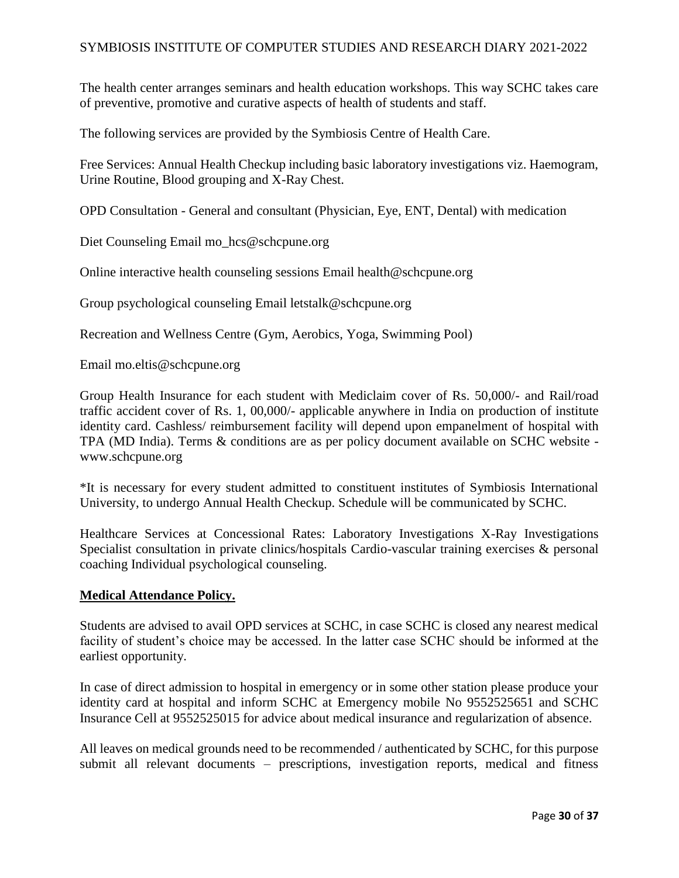The health center arranges seminars and health education workshops. This way SCHC takes care of preventive, promotive and curative aspects of health of students and staff.

The following services are provided by the Symbiosis Centre of Health Care.

Free Services: Annual Health Checkup including basic laboratory investigations viz. Haemogram, Urine Routine, Blood grouping and X-Ray Chest.

OPD Consultation - General and consultant (Physician, Eye, ENT, Dental) with medication

Diet Counseling Email mo_hcs@schcpune.org

Online interactive health counseling sessions Email health@schcpune.org

Group psychological counseling Email letstalk@schcpune.org

Recreation and Wellness Centre (Gym, Aerobics, Yoga, Swimming Pool)

Email mo.eltis@schcpune.org

Group Health Insurance for each student with Mediclaim cover of Rs. 50,000/- and Rail/road traffic accident cover of Rs. 1, 00,000/- applicable anywhere in India on production of institute identity card. Cashless/ reimbursement facility will depend upon empanelment of hospital with TPA (MD India). Terms & conditions are as per policy document available on SCHC website - www.schcpune.org

*It is necessary for every student admitted to constituent institutes of Symbiosis International University, to undergo Annual Health Checkup. Schedule will be communicated by SCHC.

Healthcare Services at Concessional Rates: Laboratory Investigations X-Ray Investigations Specialist consultation in private clinics/hospitals Cardio-vascular training exercises & personal coaching Individual psychological counseling.

**Medical Attendance Policy.**

Students are advised to avail OPD services at SCHC, in case SCHC is closed any nearest medical facility of student's choice may be accessed. In the latter case SCHC should be informed at the earliest opportunity.

In case of direct admission to hospital in emergency or in some other station please produce your identity card at hospital and inform SCHC at Emergency mobile No 9552525651 and SCHC Insurance Cell at 9552525015 for advice about medical insurance and regularization of absence.

All leaves on medical grounds need to be recommended / authenticated by SCHC, for this purpose submit all relevant documents – prescriptions, investigation reports, medical and fitness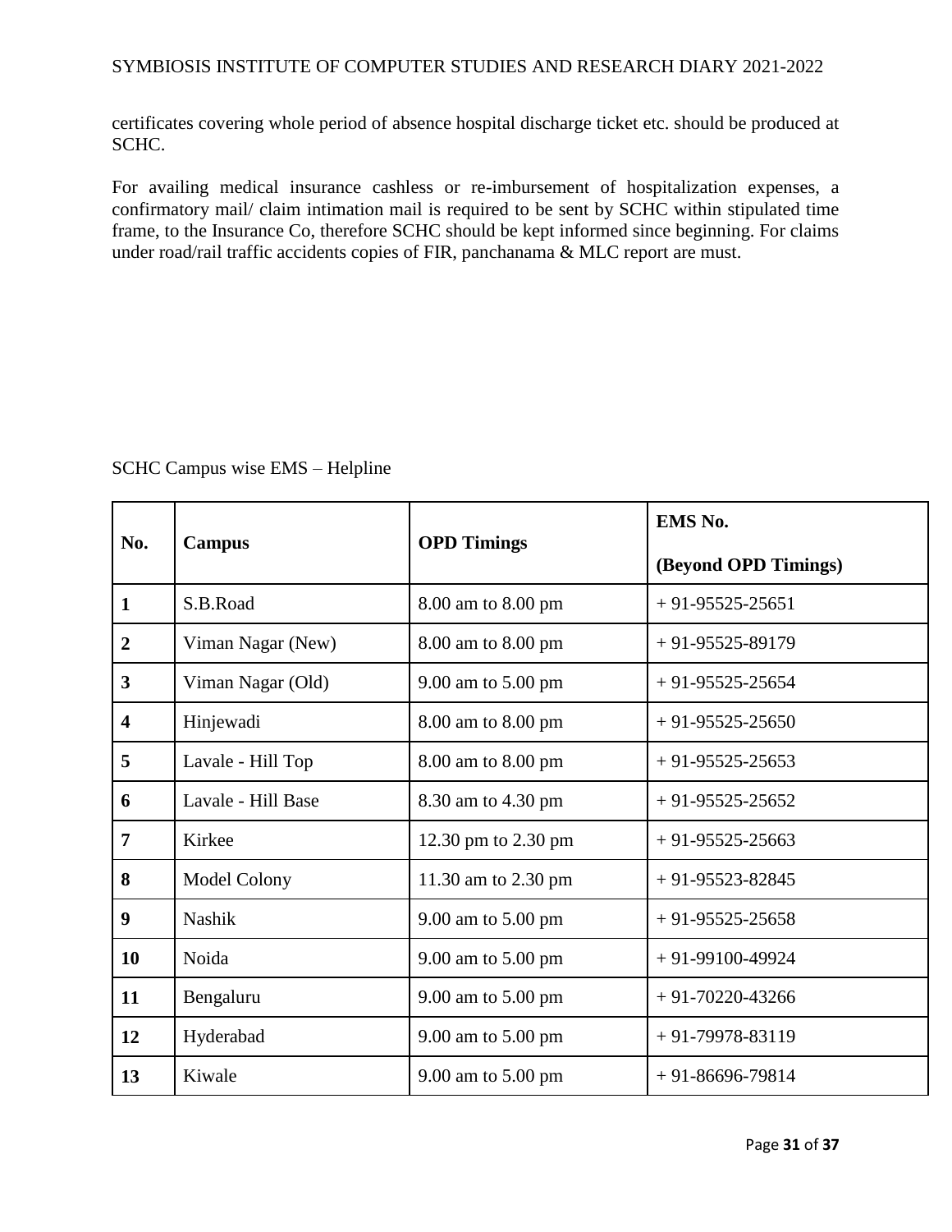certificates covering whole period of absence hospital discharge ticket etc. should be produced at SCHC.

For availing medical insurance cashless or re-imbursement of hospitalization expenses, a confirmatory mail/ claim intimation mail is required to be sent by SCHC within stipulated time frame, to the Insurance Co, therefore SCHC should be kept informed since beginning. For claims under road/rail traffic accidents copies of FIR, panchanama & MLC report are must.

SCHC Campus wise EMS – Helpline

| No. | Campus | OPD Timings | EMS No. (Beyond OPD Timings) |
|---|---|---|---|
| **1** | S.B.Road | 8.00 am to 8.00 pm | + 91-95525-25651 |
| **2** | Viman Nagar (New) | 8.00 am to 8.00 pm | + 91-95525-89179 |
| **3** | Viman Nagar (Old) | 9.00 am to 5.00 pm | + 91-95525-25654 |
| **4** | Hinjewadi | 8.00 am to 8.00 pm | + 91-95525-25650 |
| **5** | Lavale - Hill Top | 8.00 am to 8.00 pm | + 91-95525-25653 |
| **6** | Lavale - Hill Base | 8.30 am to 4.30 pm | + 91-95525-25652 |
| **7** | Kirkee | 12.30 pm to 2.30 pm | + 91-95525-25663 |
| **8** | Model Colony | 11.30 am to 2.30 pm | + 91-95523-82845 |
| **9** | Nashik | 9.00 am to 5.00 pm | + 91-95525-25658 |
| **10** | Noida | 9.00 am to 5.00 pm | + 91-99100-49924 |
| **11** | Bengaluru | 9.00 am to 5.00 pm | + 91-70220-43266 |
| **12** | Hyderabad | 9.00 am to 5.00 pm | + 91-79978-83119 |
| **13** | Kiwale | 9.00 am to 5.00 pm | + 91-86696-79814 |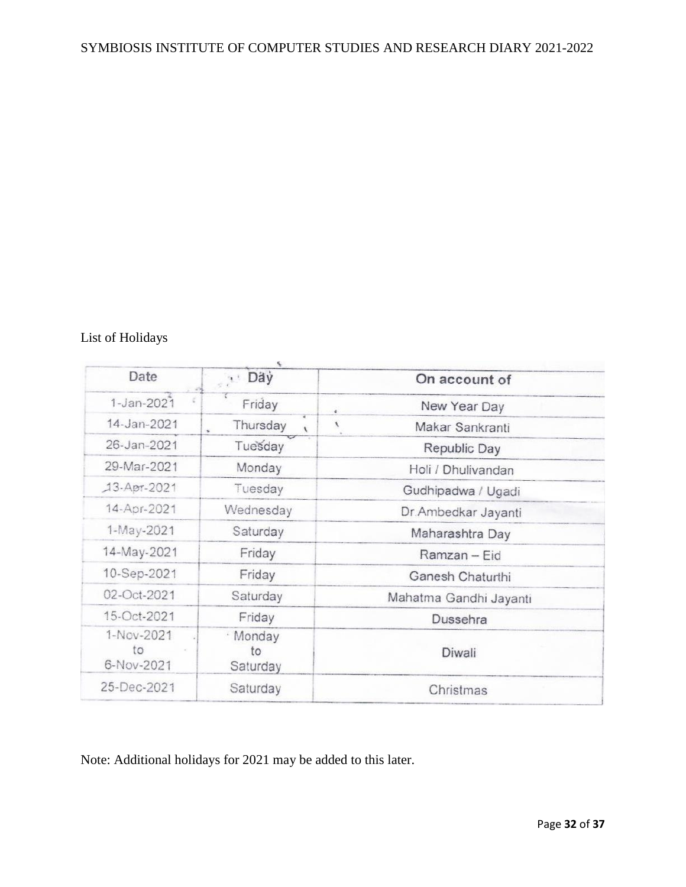List of Holidays

| Date | Day | On account of |
|---|---|---|
| 1-Jan-2021 | Friday | New Year Day |
| 14-Jan-2021 | Thursday | Makar Sankranti |
| 26-Jan-2021 | Tuesday | Republic Day |
| 29-Mar-2021 | Monday | Holi / Dhulivandan |
| 13-Apr-2021 | Tuesday | Gudhipadwa / Ugadi |
| 14-Apr-2021 | Wednesday | Dr.Ambedkar Jayanti |
| 1-May-2021 | Saturday | Maharashtra Day |
| 14-May-2021 | Friday | Ramzan – Eid |
| 10-Sep-2021 | Friday | Ganesh Chaturthi |
| 02-Oct-2021 | Saturday | Mahatma Gandhi Jayanti |
| 15-Oct-2021 | Friday | Dussehra |
| 1-Nov-2021 to 6-Nov-2021 | Monday to Saturday | Diwali |
| 25-Dec-2021 | Saturday | Christmas |

Note: Additional holidays for 2021 may be added to this later.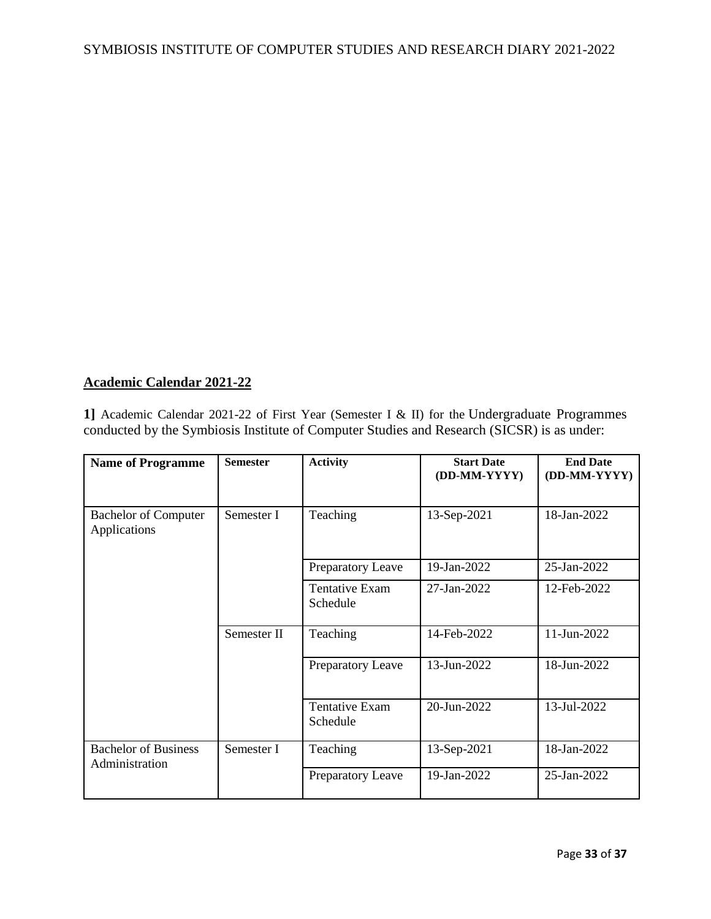## Academic Calendar 2021-22

**1]** Academic Calendar 2021-22 of First Year (Semester I & II) for the Undergraduate Programmes conducted by the Symbiosis Institute of Computer Studies and Research (SICSR) is as under:

| Name of Programme | Semester | Activity | Start Date (DD-MM-YYYY) | End Date (DD-MM-YYYY) |
|---|---|---|---|---|
| Bachelor of Computer Applications | Semester I | Teaching | 13-Sep-2021 | 18-Jan-2022 |
| | | Preparatory Leave | 19-Jan-2022 | 25-Jan-2022 |
| | | Tentative Exam Schedule | 27-Jan-2022 | 12-Feb-2022 |
| | Semester II | Teaching | 14-Feb-2022 | 11-Jun-2022 |
| | | Preparatory Leave | 13-Jun-2022 | 18-Jun-2022 |
| | | Tentative Exam Schedule | 20-Jun-2022 | 13-Jul-2022 |
| Bachelor of Business Administration | Semester I | Teaching | 13-Sep-2021 | 18-Jan-2022 |
| | | Preparatory Leave | 19-Jan-2022 | 25-Jan-2022 |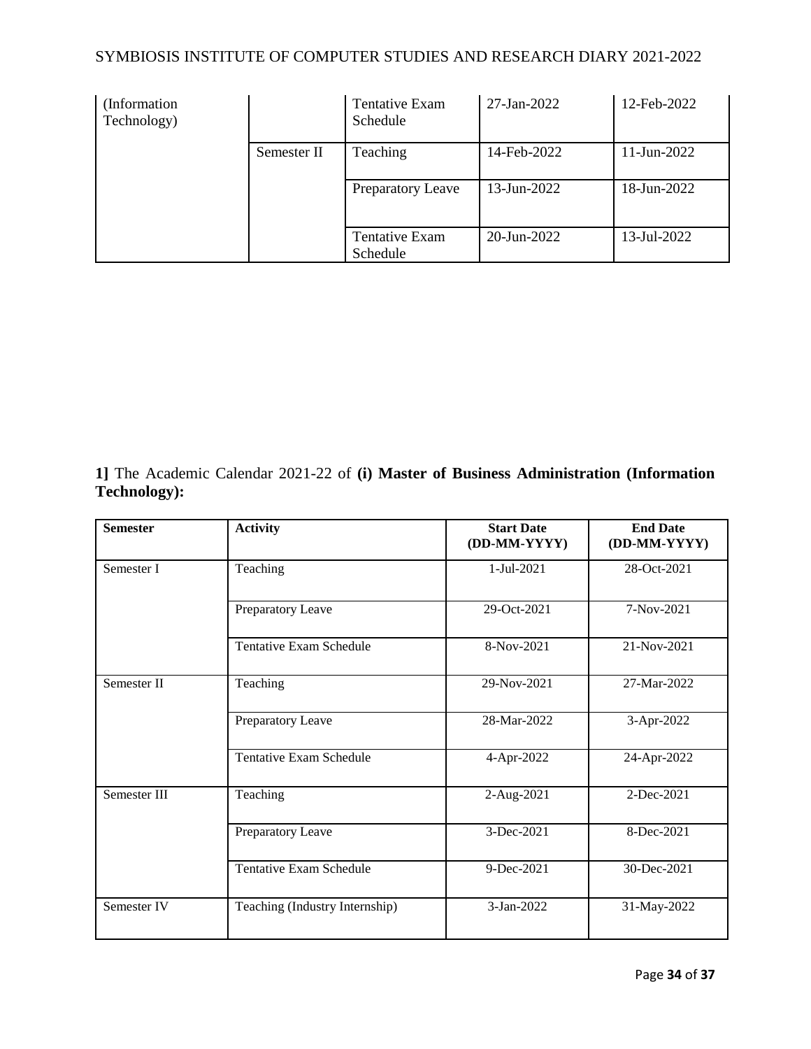| (Information Technology) | | Tentative Exam Schedule | 27-Jan-2022 | 12-Feb-2022 |
|---|---|---|---|---|
| | Semester II | Teaching | 14-Feb-2022 | 11-Jun-2022 |
| | | Preparatory Leave | 13-Jun-2022 | 18-Jun-2022 |
| | | Tentative Exam Schedule | 20-Jun-2022 | 13-Jul-2022 |

**1]** The Academic Calendar 2021-22 of **(i) Master of Business Administration (Information Technology):**

| Semester | Activity | Start Date (DD-MM-YYYY) | End Date (DD-MM-YYYY) |
|---|---|---|---|
| Semester I | Teaching | 1-Jul-2021 | 28-Oct-2021 |
| | Preparatory Leave | 29-Oct-2021 | 7-Nov-2021 |
| | Tentative Exam Schedule | 8-Nov-2021 | 21-Nov-2021 |
| Semester II | Teaching | 29-Nov-2021 | 27-Mar-2022 |
| | Preparatory Leave | 28-Mar-2022 | 3-Apr-2022 |
| | Tentative Exam Schedule | 4-Apr-2022 | 24-Apr-2022 |
| Semester III | Teaching | 2-Aug-2021 | 2-Dec-2021 |
| | Preparatory Leave | 3-Dec-2021 | 8-Dec-2021 |
| | Tentative Exam Schedule | 9-Dec-2021 | 30-Dec-2021 |
| Semester IV | Teaching (Industry Internship) | 3-Jan-2022 | 31-May-2022 |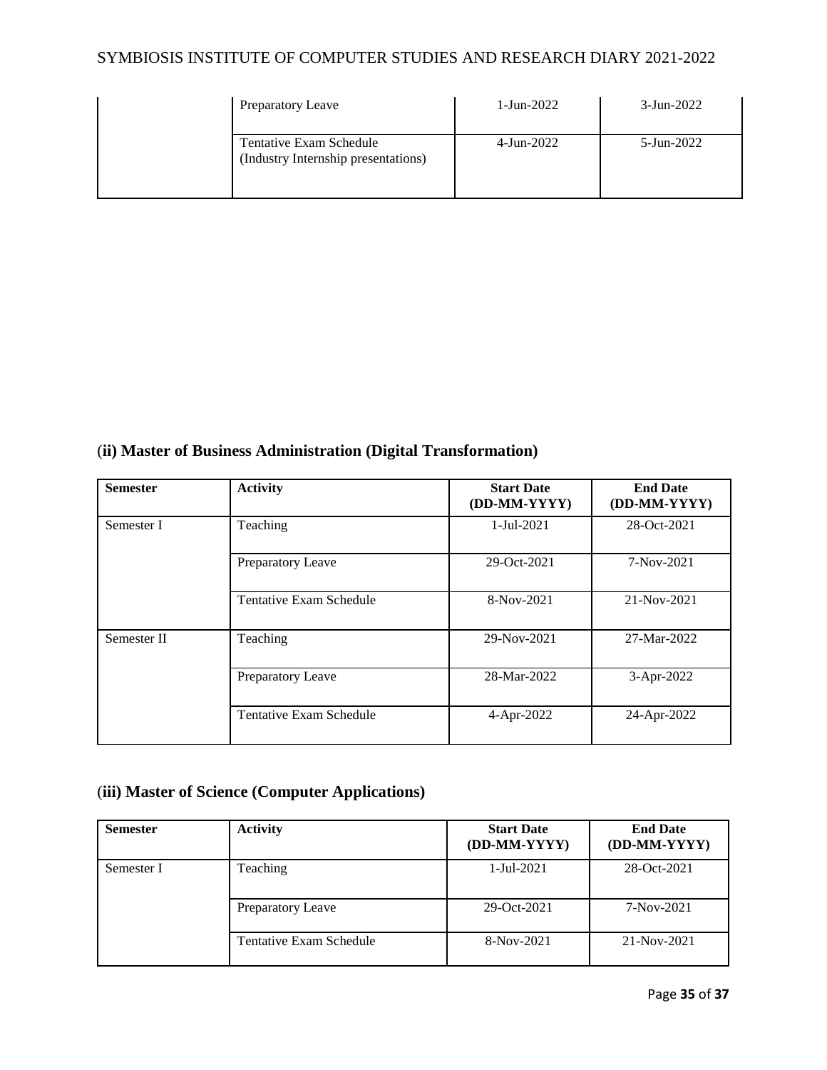| | Preparatory Leave | 1-Jun-2022 | 3-Jun-2022 |
|---|---|---|---|
| | Tentative Exam Schedule (Industry Internship presentations) | 4-Jun-2022 | 5-Jun-2022 |

### (ii) Master of Business Administration (Digital Transformation)

| Semester | Activity | Start Date (DD-MM-YYYY) | End Date (DD-MM-YYYY) |
|---|---|---|---|
| Semester I | Teaching | 1-Jul-2021 | 28-Oct-2021 |
| | Preparatory Leave | 29-Oct-2021 | 7-Nov-2021 |
| | Tentative Exam Schedule | 8-Nov-2021 | 21-Nov-2021 |
| Semester II | Teaching | 29-Nov-2021 | 27-Mar-2022 |
| | Preparatory Leave | 28-Mar-2022 | 3-Apr-2022 |
| | Tentative Exam Schedule | 4-Apr-2022 | 24-Apr-2022 |

### (iii) Master of Science (Computer Applications)

| Semester | Activity | Start Date (DD-MM-YYYY) | End Date (DD-MM-YYYY) |
|---|---|---|---|
| Semester I | Teaching | 1-Jul-2021 | 28-Oct-2021 |
| | Preparatory Leave | 29-Oct-2021 | 7-Nov-2021 |
| | Tentative Exam Schedule | 8-Nov-2021 | 21-Nov-2021 |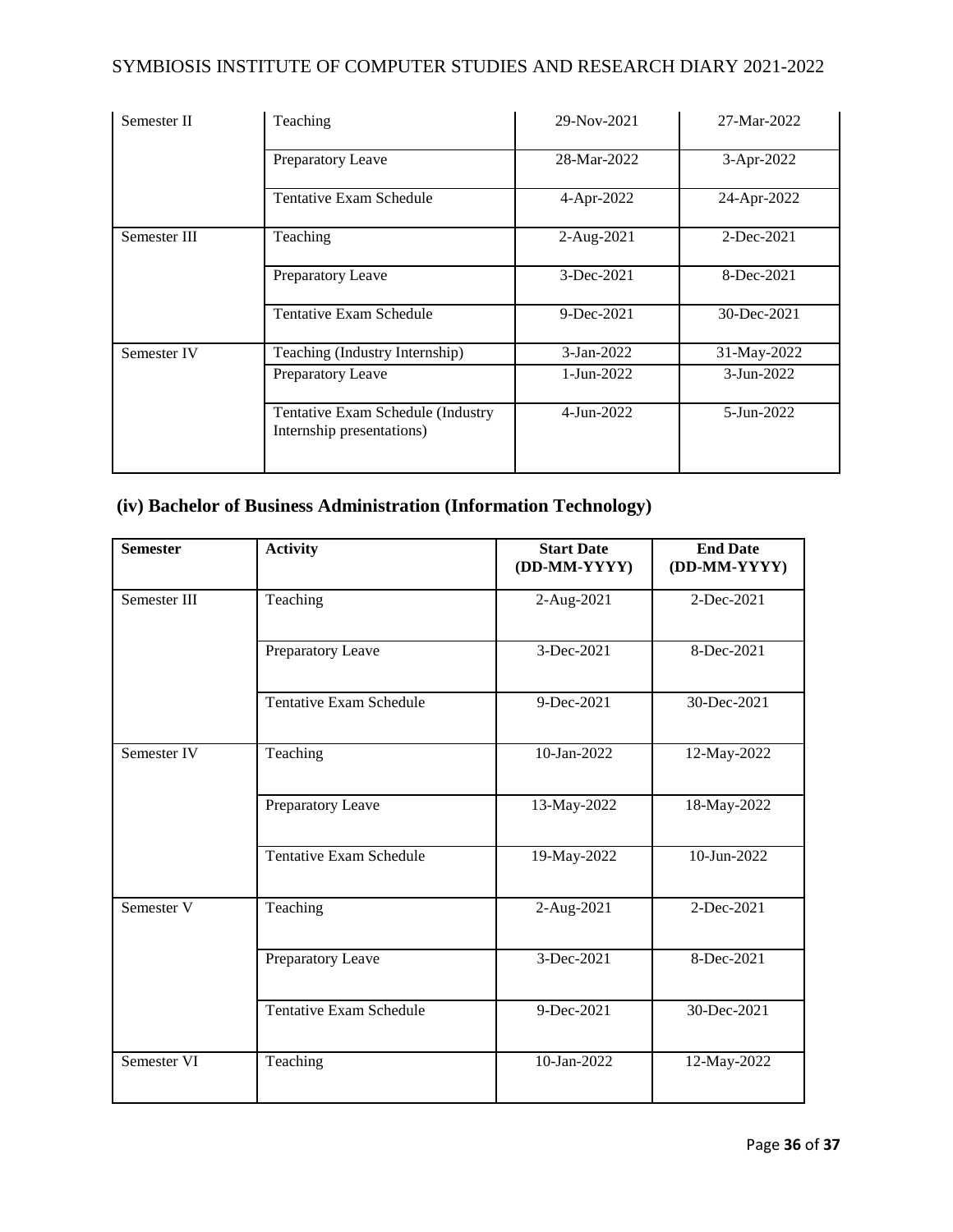| | | | |
|---|---|---|---|
| Semester II | Teaching | 29-Nov-2021 | 27-Mar-2022 |
| | Preparatory Leave | 28-Mar-2022 | 3-Apr-2022 |
| | Tentative Exam Schedule | 4-Apr-2022 | 24-Apr-2022 |
| Semester III | Teaching | 2-Aug-2021 | 2-Dec-2021 |
| | Preparatory Leave | 3-Dec-2021 | 8-Dec-2021 |
| | Tentative Exam Schedule | 9-Dec-2021 | 30-Dec-2021 |
| Semester IV | Teaching (Industry Internship) | 3-Jan-2022 | 31-May-2022 |
| | Preparatory Leave | 1-Jun-2022 | 3-Jun-2022 |
| | Tentative Exam Schedule (Industry Internship presentations) | 4-Jun-2022 | 5-Jun-2022 |

## (iv) Bachelor of Business Administration (Information Technology)

| Semester | Activity | Start Date (DD-MM-YYYY) | End Date (DD-MM-YYYY) |
|---|---|---|---|
| Semester III | Teaching | 2-Aug-2021 | 2-Dec-2021 |
| | Preparatory Leave | 3-Dec-2021 | 8-Dec-2021 |
| | Tentative Exam Schedule | 9-Dec-2021 | 30-Dec-2021 |
| Semester IV | Teaching | 10-Jan-2022 | 12-May-2022 |
| | Preparatory Leave | 13-May-2022 | 18-May-2022 |
| | Tentative Exam Schedule | 19-May-2022 | 10-Jun-2022 |
| Semester V | Teaching | 2-Aug-2021 | 2-Dec-2021 |
| | Preparatory Leave | 3-Dec-2021 | 8-Dec-2021 |
| | Tentative Exam Schedule | 9-Dec-2021 | 30-Dec-2021 |
| Semester VI | Teaching | 10-Jan-2022 | 12-May-2022 |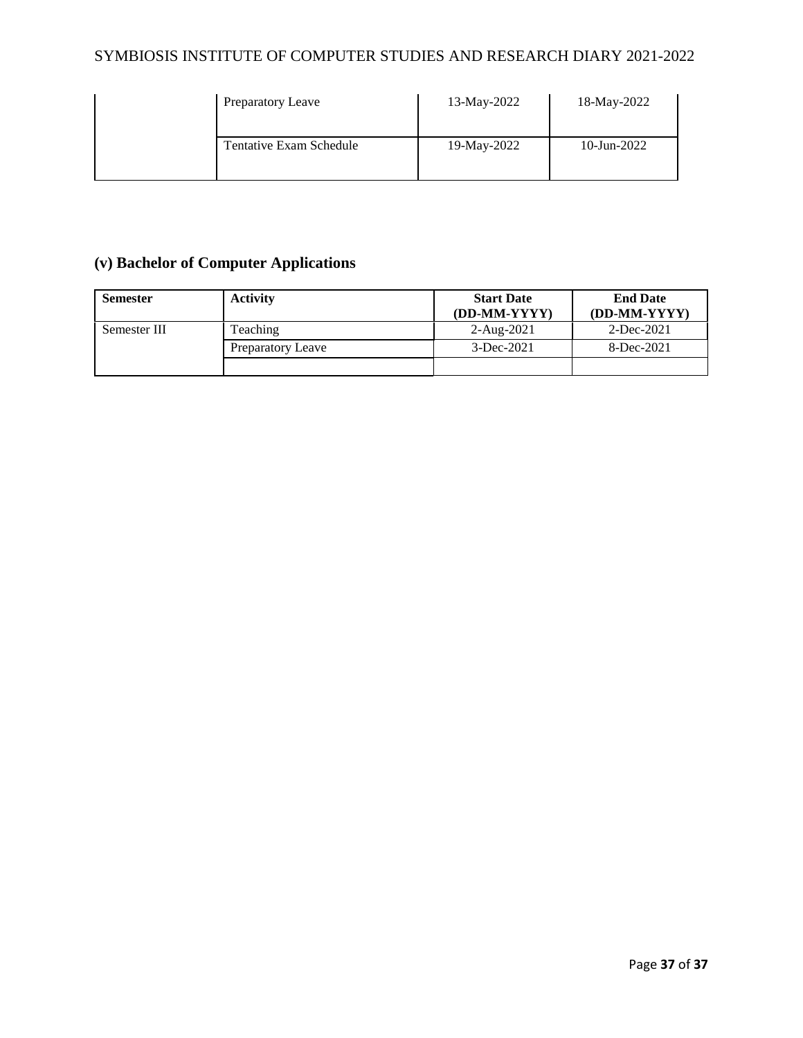| | | | |
|---|---|---|---|
| | Preparatory Leave | 13-May-2022 | 18-May-2022 |
| | Tentative Exam Schedule | 19-May-2022 | 10-Jun-2022 |

## (v) Bachelor of Computer Applications

| Semester | Activity | Start Date (DD-MM-YYYY) | End Date (DD-MM-YYYY) |
|---|---|---|---|
| Semester III | Teaching | 2-Aug-2021 | 2-Dec-2021 |
| | Preparatory Leave | 3-Dec-2021 | 8-Dec-2021 |
| | | | |